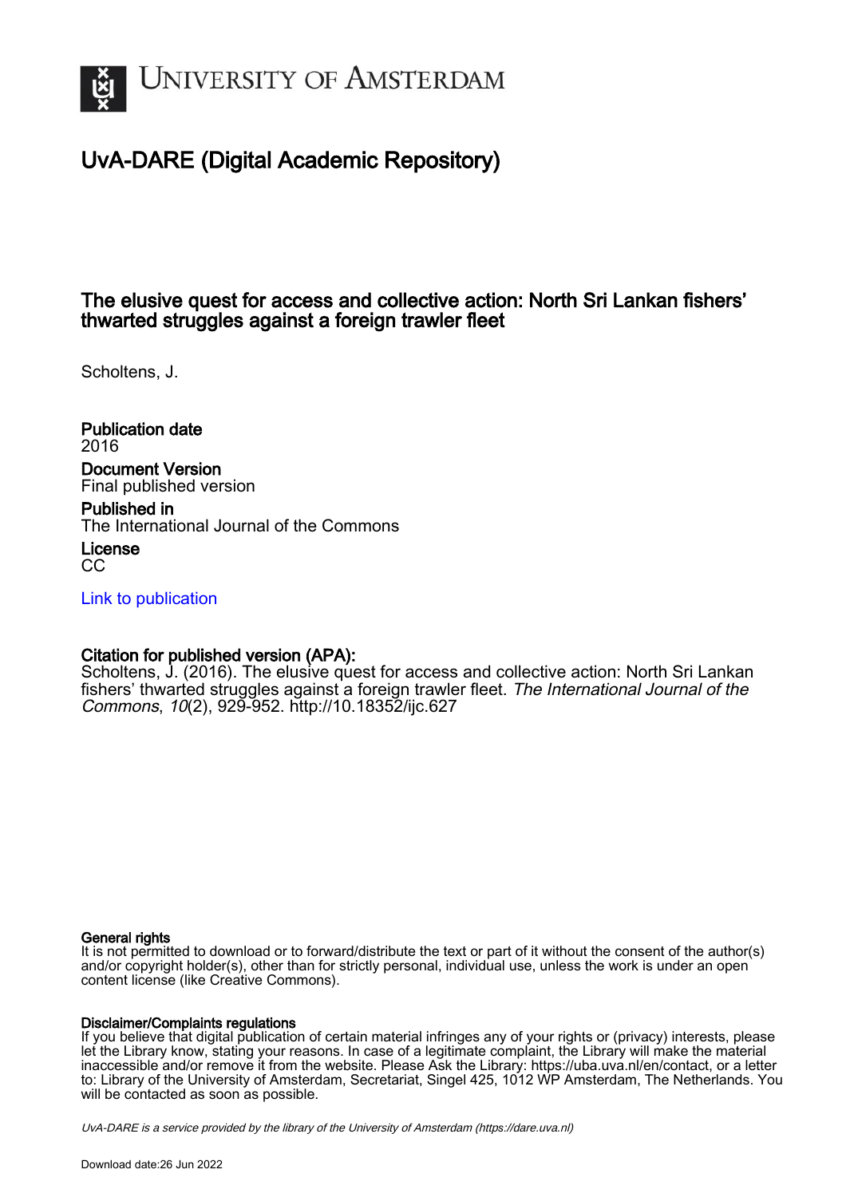# UvA-DARE (Digital Academic Repository)

## The elusive quest for access and collective action: North Sri Lankan fishers' thwarted struggles against a foreign trawler fleet

Scholtens, J.

**Publication date**
2016

**Document Version**
Final published version

**Published in**
The International Journal of the Commons

**License**
CC

Link to publication

**Citation for published version (APA):**
Scholtens, J. (2016). The elusive quest for access and collective action: North Sri Lankan fishers' thwarted struggles against a foreign trawler fleet. *The International Journal of the Commons*, *10*(2), 929-952. http://10.18352/ijc.627

**General rights**
It is not permitted to download or to forward/distribute the text or part of it without the consent of the author(s) and/or copyright holder(s), other than for strictly personal, individual use, unless the work is under an open content license (like Creative Commons).

**Disclaimer/Complaints regulations**
If you believe that digital publication of certain material infringes any of your rights or (privacy) interests, please let the Library know, stating your reasons. In case of a legitimate complaint, the Library will make the material inaccessible and/or remove it from the website. Please Ask the Library: https://uba.uva.nl/en/contact, or a letter to: Library of the University of Amsterdam, Secretariat, Singel 425, 1012 WP Amsterdam, The Netherlands. You will be contacted as soon as possible.

*UvA-DARE is a service provided by the library of the University of Amsterdam (https://dare.uva.nl)*

Download date:26 Jun 2022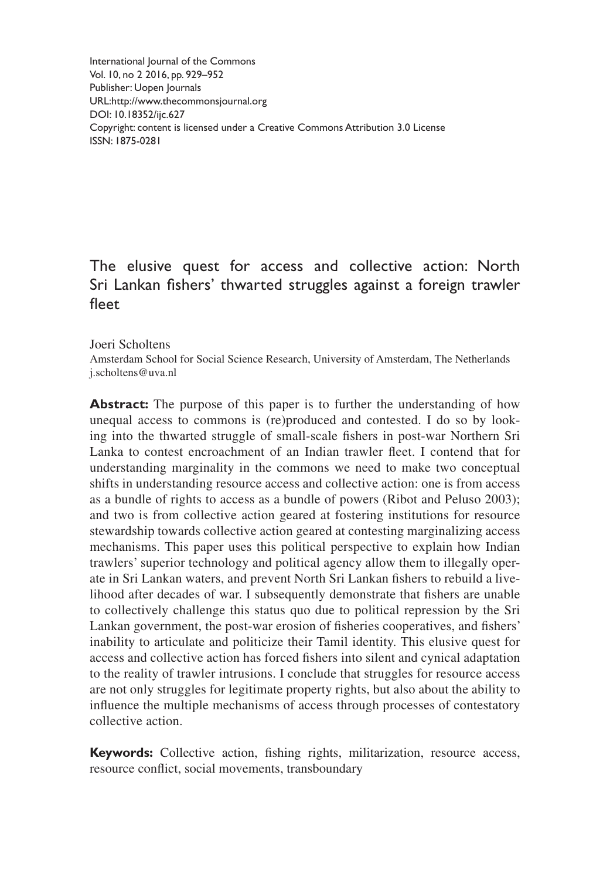International Journal of the Commons
Vol. 10, no 2 2016, pp. 929–952
Publisher: Uopen Journals
URL:http://www.thecommonsjournal.org
DOI: 10.18352/ijc.627
Copyright: content is licensed under a Creative Commons Attribution 3.0 License
ISSN: 1875-0281

# The elusive quest for access and collective action: North Sri Lankan fishers' thwarted struggles against a foreign trawler fleet

Joeri Scholtens

Amsterdam School for Social Science Research, University of Amsterdam, The Netherlands
j.scholtens@uva.nl

**Abstract:** The purpose of this paper is to further the understanding of how unequal access to commons is (re)produced and contested. I do so by looking into the thwarted struggle of small-scale fishers in post-war Northern Sri Lanka to contest encroachment of an Indian trawler fleet. I contend that for understanding marginality in the commons we need to make two conceptual shifts in understanding resource access and collective action: one is from access as a bundle of rights to access as a bundle of powers (Ribot and Peluso 2003); and two is from collective action geared at fostering institutions for resource stewardship towards collective action geared at contesting marginalizing access mechanisms. This paper uses this political perspective to explain how Indian trawlers' superior technology and political agency allow them to illegally operate in Sri Lankan waters, and prevent North Sri Lankan fishers to rebuild a livelihood after decades of war. I subsequently demonstrate that fishers are unable to collectively challenge this status quo due to political repression by the Sri Lankan government, the post-war erosion of fisheries cooperatives, and fishers' inability to articulate and politicize their Tamil identity. This elusive quest for access and collective action has forced fishers into silent and cynical adaptation to the reality of trawler intrusions. I conclude that struggles for resource access are not only struggles for legitimate property rights, but also about the ability to influence the multiple mechanisms of access through processes of contestatory collective action.

**Keywords:** Collective action, fishing rights, militarization, resource access, resource conflict, social movements, transboundary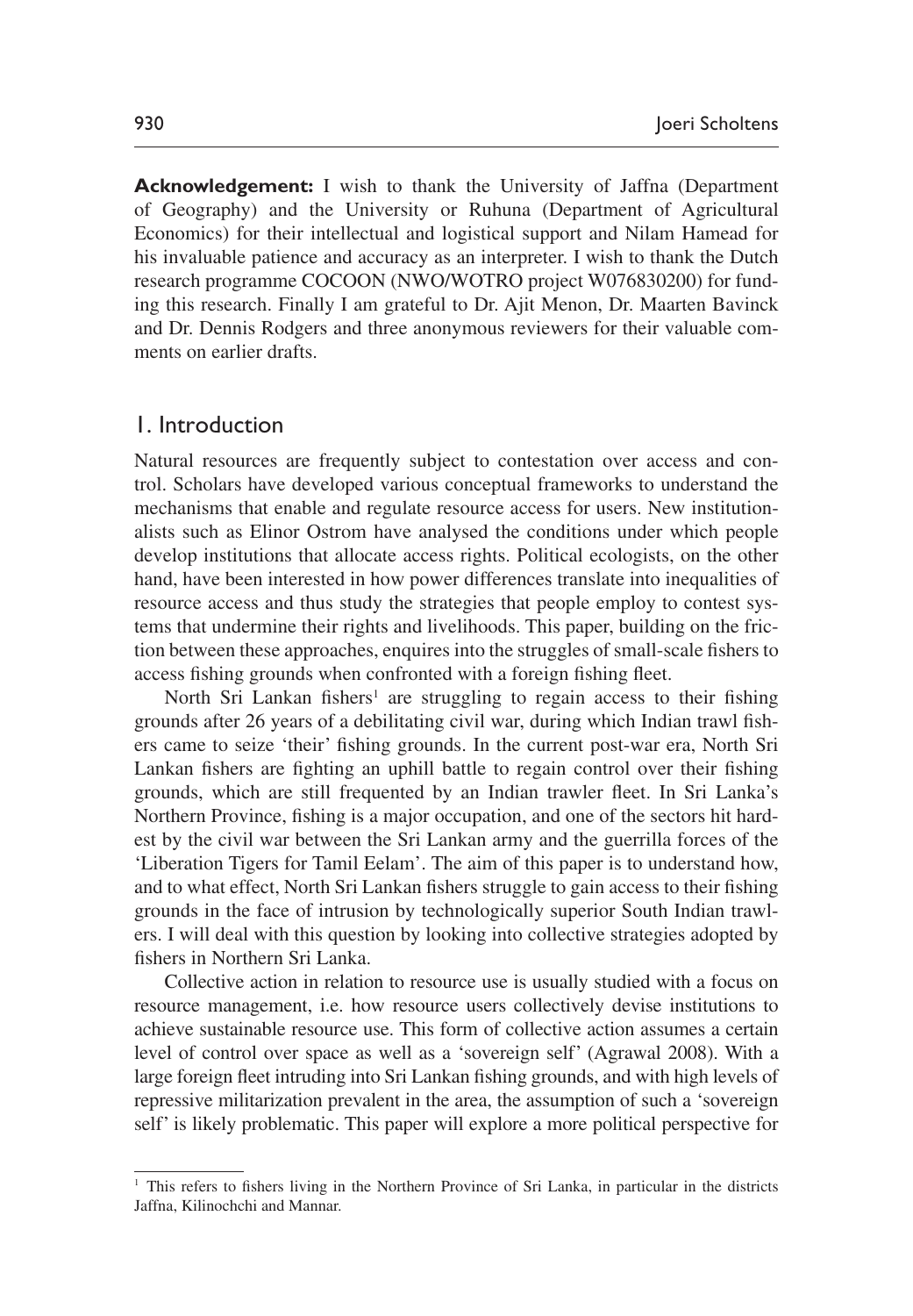**Acknowledgement:** I wish to thank the University of Jaffna (Department of Geography) and the University or Ruhuna (Department of Agricultural Economics) for their intellectual and logistical support and Nilam Hamead for his invaluable patience and accuracy as an interpreter. I wish to thank the Dutch research programme COCOON (NWO/WOTRO project W076830200) for funding this research. Finally I am grateful to Dr. Ajit Menon, Dr. Maarten Bavinck and Dr. Dennis Rodgers and three anonymous reviewers for their valuable comments on earlier drafts.

## 1. Introduction

Natural resources are frequently subject to contestation over access and control. Scholars have developed various conceptual frameworks to understand the mechanisms that enable and regulate resource access for users. New institutionalists such as Elinor Ostrom have analysed the conditions under which people develop institutions that allocate access rights. Political ecologists, on the other hand, have been interested in how power differences translate into inequalities of resource access and thus study the strategies that people employ to contest systems that undermine their rights and livelihoods. This paper, building on the friction between these approaches, enquires into the struggles of small-scale fishers to access fishing grounds when confronted with a foreign fishing fleet.

North Sri Lankan fishers[1] are struggling to regain access to their fishing grounds after 26 years of a debilitating civil war, during which Indian trawl fishers came to seize 'their' fishing grounds. In the current post-war era, North Sri Lankan fishers are fighting an uphill battle to regain control over their fishing grounds, which are still frequented by an Indian trawler fleet. In Sri Lanka's Northern Province, fishing is a major occupation, and one of the sectors hit hardest by the civil war between the Sri Lankan army and the guerrilla forces of the 'Liberation Tigers for Tamil Eelam'. The aim of this paper is to understand how, and to what effect, North Sri Lankan fishers struggle to gain access to their fishing grounds in the face of intrusion by technologically superior South Indian trawlers. I will deal with this question by looking into collective strategies adopted by fishers in Northern Sri Lanka.

Collective action in relation to resource use is usually studied with a focus on resource management, i.e. how resource users collectively devise institutions to achieve sustainable resource use. This form of collective action assumes a certain level of control over space as well as a 'sovereign self' (Agrawal 2008). With a large foreign fleet intruding into Sri Lankan fishing grounds, and with high levels of repressive militarization prevalent in the area, the assumption of such a 'sovereign self' is likely problematic. This paper will explore a more political perspective for

[1] This refers to fishers living in the Northern Province of Sri Lanka, in particular in the districts Jaffna, Kilinochchi and Mannar.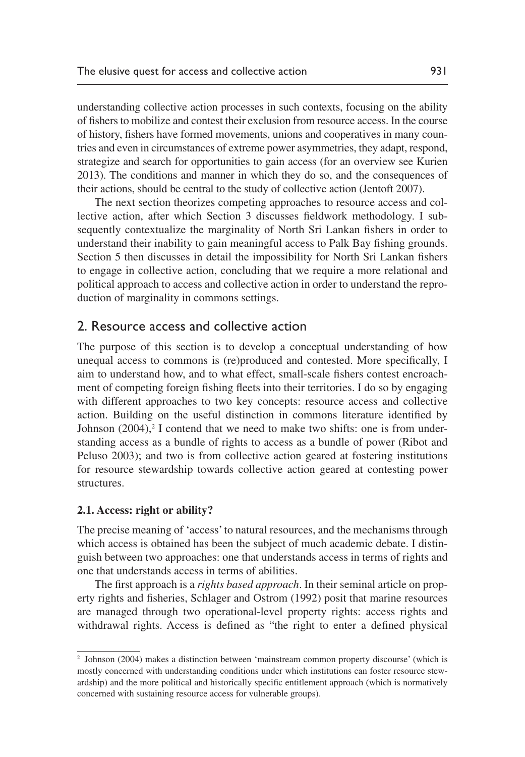understanding collective action processes in such contexts, focusing on the ability of fishers to mobilize and contest their exclusion from resource access. In the course of history, fishers have formed movements, unions and cooperatives in many countries and even in circumstances of extreme power asymmetries, they adapt, respond, strategize and search for opportunities to gain access (for an overview see Kurien 2013). The conditions and manner in which they do so, and the consequences of their actions, should be central to the study of collective action (Jentoft 2007).

The next section theorizes competing approaches to resource access and collective action, after which Section 3 discusses fieldwork methodology. I subsequently contextualize the marginality of North Sri Lankan fishers in order to understand their inability to gain meaningful access to Palk Bay fishing grounds. Section 5 then discusses in detail the impossibility for North Sri Lankan fishers to engage in collective action, concluding that we require a more relational and political approach to access and collective action in order to understand the reproduction of marginality in commons settings.

## 2. Resource access and collective action

The purpose of this section is to develop a conceptual understanding of how unequal access to commons is (re)produced and contested. More specifically, I aim to understand how, and to what effect, small-scale fishers contest encroachment of competing foreign fishing fleets into their territories. I do so by engaging with different approaches to two key concepts: resource access and collective action. Building on the useful distinction in commons literature identified by Johnson (2004),[2] I contend that we need to make two shifts: one is from understanding access as a bundle of rights to access as a bundle of power (Ribot and Peluso 2003); and two is from collective action geared at fostering institutions for resource stewardship towards collective action geared at contesting power structures.

### 2.1. Access: right or ability?

The precise meaning of 'access' to natural resources, and the mechanisms through which access is obtained has been the subject of much academic debate. I distinguish between two approaches: one that understands access in terms of rights and one that understands access in terms of abilities.

The first approach is a *rights based approach*. In their seminal article on property rights and fisheries, Schlager and Ostrom (1992) posit that marine resources are managed through two operational-level property rights: access rights and withdrawal rights. Access is defined as "the right to enter a defined physical

[2] Johnson (2004) makes a distinction between 'mainstream common property discourse' (which is mostly concerned with understanding conditions under which institutions can foster resource stewardship) and the more political and historically specific entitlement approach (which is normatively concerned with sustaining resource access for vulnerable groups).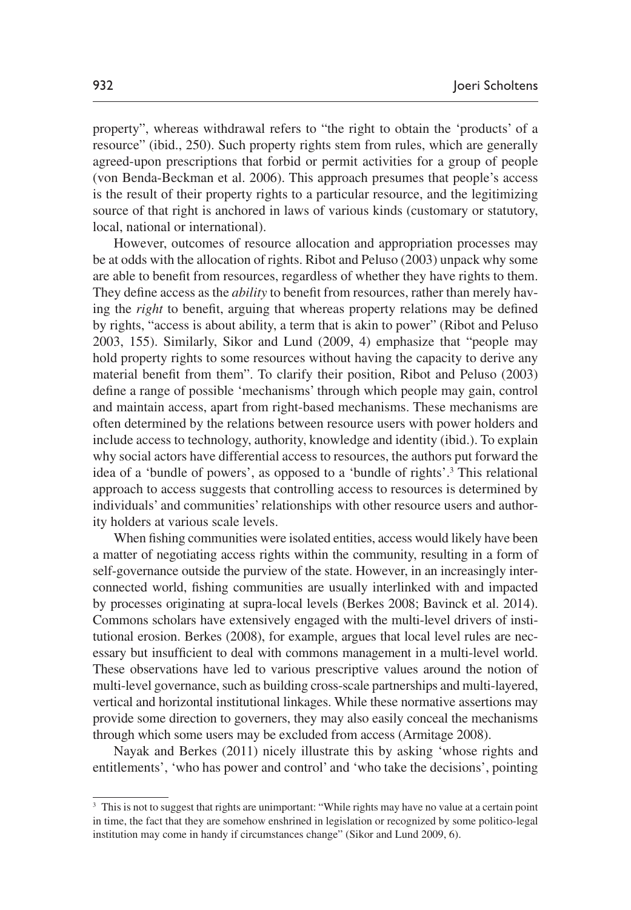property", whereas withdrawal refers to "the right to obtain the 'products' of a resource" (ibid., 250). Such property rights stem from rules, which are generally agreed-upon prescriptions that forbid or permit activities for a group of people (von Benda-Beckman et al. 2006). This approach presumes that people's access is the result of their property rights to a particular resource, and the legitimizing source of that right is anchored in laws of various kinds (customary or statutory, local, national or international).

However, outcomes of resource allocation and appropriation processes may be at odds with the allocation of rights. Ribot and Peluso (2003) unpack why some are able to benefit from resources, regardless of whether they have rights to them. They define access as the *ability* to benefit from resources, rather than merely having the *right* to benefit, arguing that whereas property relations may be defined by rights, "access is about ability, a term that is akin to power" (Ribot and Peluso 2003, 155). Similarly, Sikor and Lund (2009, 4) emphasize that "people may hold property rights to some resources without having the capacity to derive any material benefit from them". To clarify their position, Ribot and Peluso (2003) define a range of possible 'mechanisms' through which people may gain, control and maintain access, apart from right-based mechanisms. These mechanisms are often determined by the relations between resource users with power holders and include access to technology, authority, knowledge and identity (ibid.). To explain why social actors have differential access to resources, the authors put forward the idea of a 'bundle of powers', as opposed to a 'bundle of rights'.[3] This relational approach to access suggests that controlling access to resources is determined by individuals' and communities' relationships with other resource users and authority holders at various scale levels.

When fishing communities were isolated entities, access would likely have been a matter of negotiating access rights within the community, resulting in a form of self-governance outside the purview of the state. However, in an increasingly interconnected world, fishing communities are usually interlinked with and impacted by processes originating at supra-local levels (Berkes 2008; Bavinck et al. 2014). Commons scholars have extensively engaged with the multi-level drivers of institutional erosion. Berkes (2008), for example, argues that local level rules are necessary but insufficient to deal with commons management in a multi-level world. These observations have led to various prescriptive values around the notion of multi-level governance, such as building cross-scale partnerships and multi-layered, vertical and horizontal institutional linkages. While these normative assertions may provide some direction to governers, they may also easily conceal the mechanisms through which some users may be excluded from access (Armitage 2008).

Nayak and Berkes (2011) nicely illustrate this by asking 'whose rights and entitlements', 'who has power and control' and 'who take the decisions', pointing

---

[3] This is not to suggest that rights are unimportant: "While rights may have no value at a certain point in time, the fact that they are somehow enshrined in legislation or recognized by some politico-legal institution may come in handy if circumstances change" (Sikor and Lund 2009, 6).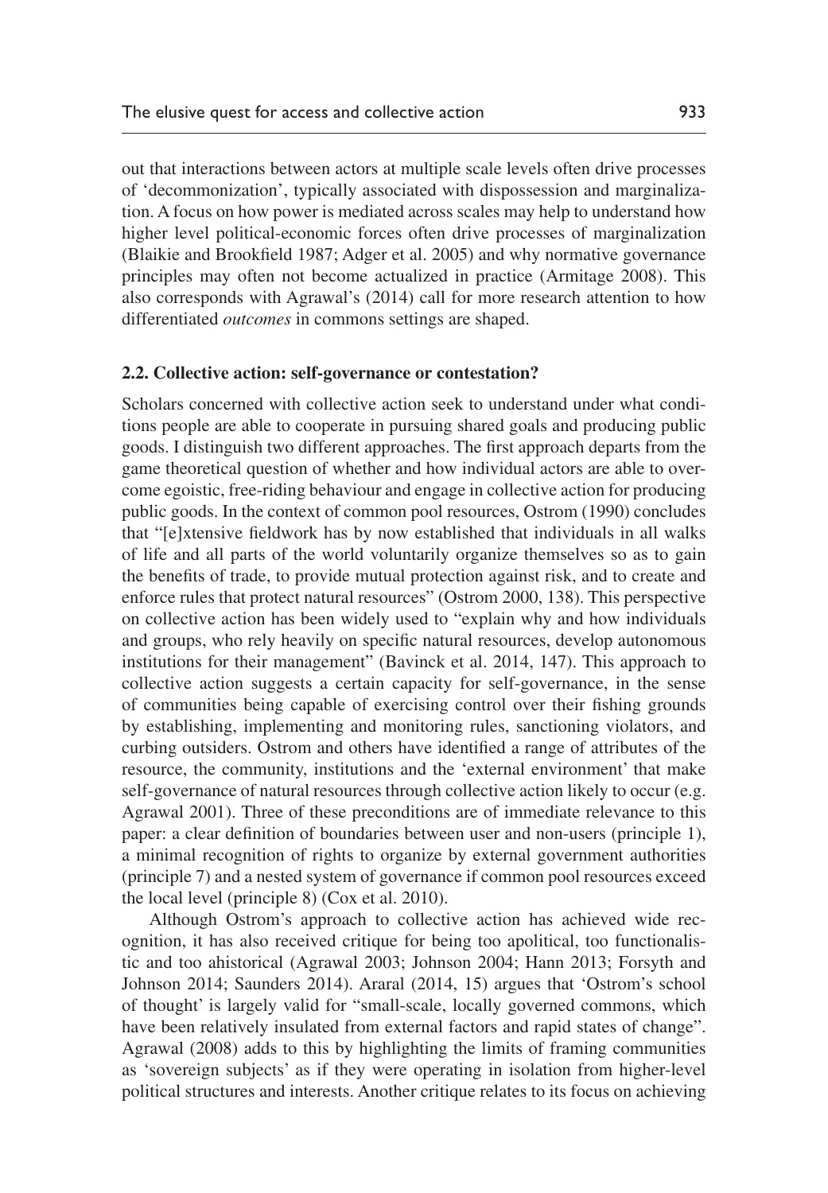out that interactions between actors at multiple scale levels often drive processes of 'decommonization', typically associated with dispossession and marginalization. A focus on how power is mediated across scales may help to understand how higher level political-economic forces often drive processes of marginalization (Blaikie and Brookfield 1987; Adger et al. 2005) and why normative governance principles may often not become actualized in practice (Armitage 2008). This also corresponds with Agrawal's (2014) call for more research attention to how differentiated *outcomes* in commons settings are shaped.

### 2.2. Collective action: self-governance or contestation?

Scholars concerned with collective action seek to understand under what conditions people are able to cooperate in pursuing shared goals and producing public goods. I distinguish two different approaches. The first approach departs from the game theoretical question of whether and how individual actors are able to overcome egoistic, free-riding behaviour and engage in collective action for producing public goods. In the context of common pool resources, Ostrom (1990) concludes that "[e]xtensive fieldwork has by now established that individuals in all walks of life and all parts of the world voluntarily organize themselves so as to gain the benefits of trade, to provide mutual protection against risk, and to create and enforce rules that protect natural resources" (Ostrom 2000, 138). This perspective on collective action has been widely used to "explain why and how individuals and groups, who rely heavily on specific natural resources, develop autonomous institutions for their management" (Bavinck et al. 2014, 147). This approach to collective action suggests a certain capacity for self-governance, in the sense of communities being capable of exercising control over their fishing grounds by establishing, implementing and monitoring rules, sanctioning violators, and curbing outsiders. Ostrom and others have identified a range of attributes of the resource, the community, institutions and the 'external environment' that make self-governance of natural resources through collective action likely to occur (e.g. Agrawal 2001). Three of these preconditions are of immediate relevance to this paper: a clear definition of boundaries between user and non-users (principle 1), a minimal recognition of rights to organize by external government authorities (principle 7) and a nested system of governance if common pool resources exceed the local level (principle 8) (Cox et al. 2010).

Although Ostrom's approach to collective action has achieved wide recognition, it has also received critique for being too apolitical, too functionalistic and too ahistorical (Agrawal 2003; Johnson 2004; Hann 2013; Forsyth and Johnson 2014; Saunders 2014). Araral (2014, 15) argues that 'Ostrom's school of thought' is largely valid for "small-scale, locally governed commons, which have been relatively insulated from external factors and rapid states of change". Agrawal (2008) adds to this by highlighting the limits of framing communities as 'sovereign subjects' as if they were operating in isolation from higher-level political structures and interests. Another critique relates to its focus on achieving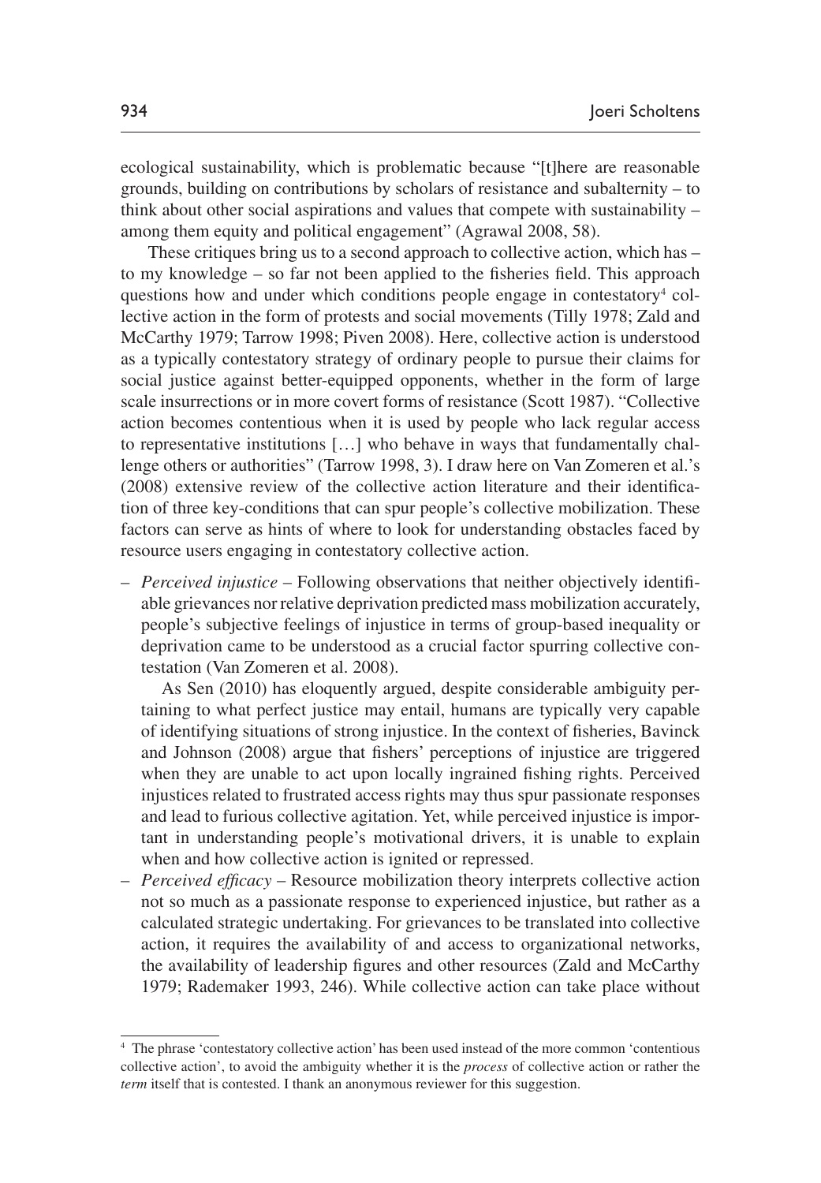ecological sustainability, which is problematic because "[t]here are reasonable grounds, building on contributions by scholars of resistance and subalternity – to think about other social aspirations and values that compete with sustainability – among them equity and political engagement" (Agrawal 2008, 58).

These critiques bring us to a second approach to collective action, which has – to my knowledge – so far not been applied to the fisheries field. This approach questions how and under which conditions people engage in contestatory[4] collective action in the form of protests and social movements (Tilly 1978; Zald and McCarthy 1979; Tarrow 1998; Piven 2008). Here, collective action is understood as a typically contestatory strategy of ordinary people to pursue their claims for social justice against better-equipped opponents, whether in the form of large scale insurrections or in more covert forms of resistance (Scott 1987). "Collective action becomes contentious when it is used by people who lack regular access to representative institutions […] who behave in ways that fundamentally challenge others or authorities" (Tarrow 1998, 3). I draw here on Van Zomeren et al.'s (2008) extensive review of the collective action literature and their identification of three key-conditions that can spur people's collective mobilization. These factors can serve as hints of where to look for understanding obstacles faced by resource users engaging in contestatory collective action.

– *Perceived injustice* – Following observations that neither objectively identifiable grievances nor relative deprivation predicted mass mobilization accurately, people's subjective feelings of injustice in terms of group-based inequality or deprivation came to be understood as a crucial factor spurring collective contestation (Van Zomeren et al. 2008).

  As Sen (2010) has eloquently argued, despite considerable ambiguity pertaining to what perfect justice may entail, humans are typically very capable of identifying situations of strong injustice. In the context of fisheries, Bavinck and Johnson (2008) argue that fishers' perceptions of injustice are triggered when they are unable to act upon locally ingrained fishing rights. Perceived injustices related to frustrated access rights may thus spur passionate responses and lead to furious collective agitation. Yet, while perceived injustice is important in understanding people's motivational drivers, it is unable to explain when and how collective action is ignited or repressed.

– *Perceived efficacy* – Resource mobilization theory interprets collective action not so much as a passionate response to experienced injustice, but rather as a calculated strategic undertaking. For grievances to be translated into collective action, it requires the availability of and access to organizational networks, the availability of leadership figures and other resources (Zald and McCarthy 1979; Rademaker 1993, 246). While collective action can take place without

[4] The phrase 'contestatory collective action' has been used instead of the more common 'contentious collective action', to avoid the ambiguity whether it is the *process* of collective action or rather the *term* itself that is contested. I thank an anonymous reviewer for this suggestion.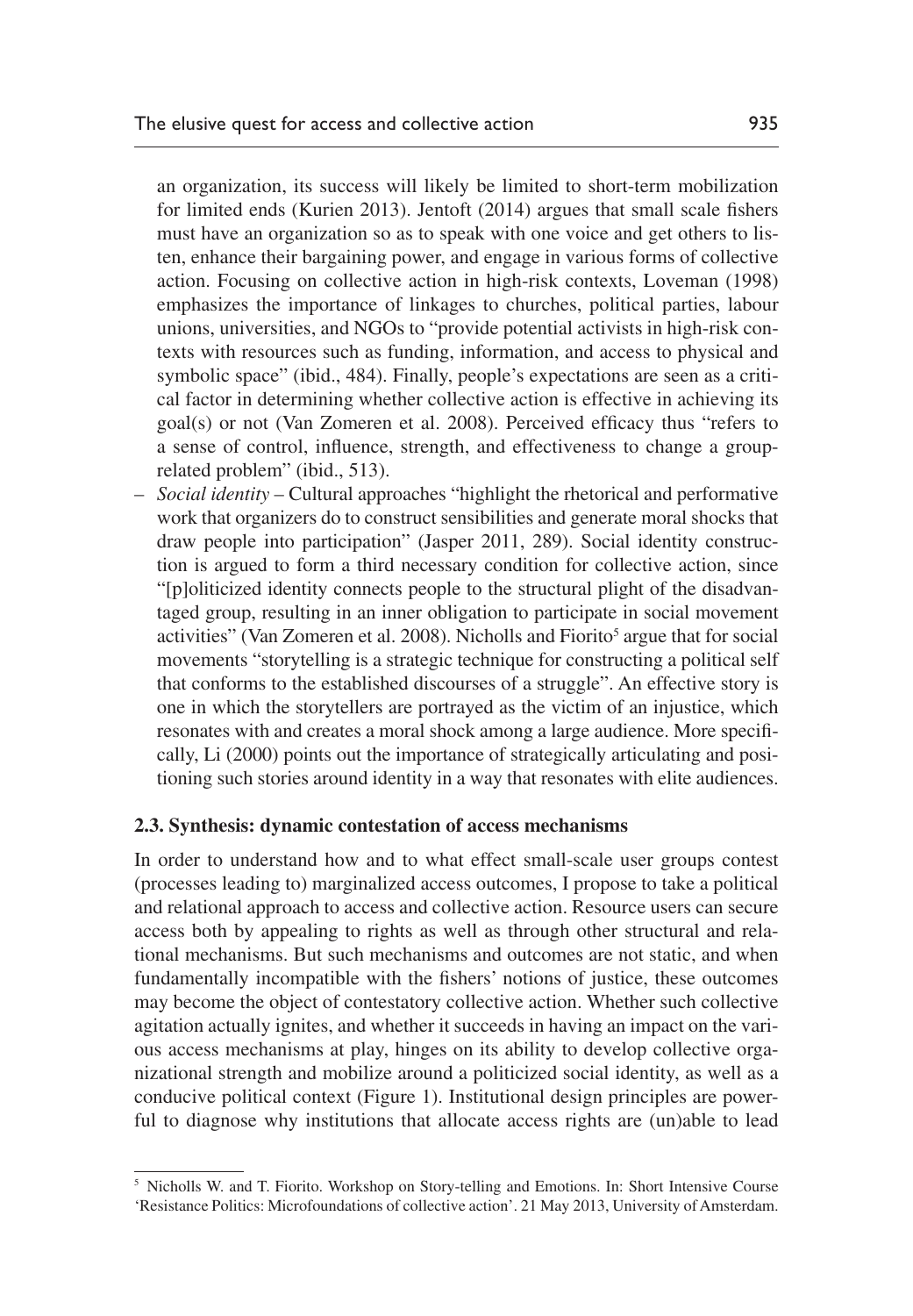an organization, its success will likely be limited to short-term mobilization for limited ends (Kurien 2013). Jentoft (2014) argues that small scale fishers must have an organization so as to speak with one voice and get others to listen, enhance their bargaining power, and engage in various forms of collective action. Focusing on collective action in high-risk contexts, Loveman (1998) emphasizes the importance of linkages to churches, political parties, labour unions, universities, and NGOs to "provide potential activists in high-risk contexts with resources such as funding, information, and access to physical and symbolic space" (ibid., 484). Finally, people's expectations are seen as a critical factor in determining whether collective action is effective in achieving its goal(s) or not (Van Zomeren et al. 2008). Perceived efficacy thus "refers to a sense of control, influence, strength, and effectiveness to change a group-related problem" (ibid., 513).

– *Social identity* – Cultural approaches "highlight the rhetorical and performative work that organizers do to construct sensibilities and generate moral shocks that draw people into participation" (Jasper 2011, 289). Social identity construction is argued to form a third necessary condition for collective action, since "[p]oliticized identity connects people to the structural plight of the disadvantaged group, resulting in an inner obligation to participate in social movement activities" (Van Zomeren et al. 2008). Nicholls and Fiorito[5] argue that for social movements "storytelling is a strategic technique for constructing a political self that conforms to the established discourses of a struggle". An effective story is one in which the storytellers are portrayed as the victim of an injustice, which resonates with and creates a moral shock among a large audience. More specifically, Li (2000) points out the importance of strategically articulating and positioning such stories around identity in a way that resonates with elite audiences.

### 2.3. Synthesis: dynamic contestation of access mechanisms

In order to understand how and to what effect small-scale user groups contest (processes leading to) marginalized access outcomes, I propose to take a political and relational approach to access and collective action. Resource users can secure access both by appealing to rights as well as through other structural and relational mechanisms. But such mechanisms and outcomes are not static, and when fundamentally incompatible with the fishers' notions of justice, these outcomes may become the object of contestatory collective action. Whether such collective agitation actually ignites, and whether it succeeds in having an impact on the various access mechanisms at play, hinges on its ability to develop collective organizational strength and mobilize around a politicized social identity, as well as a conducive political context (Figure 1). Institutional design principles are powerful to diagnose why institutions that allocate access rights are (un)able to lead

[5] Nicholls W. and T. Fiorito. Workshop on Story-telling and Emotions. In: Short Intensive Course 'Resistance Politics: Microfoundations of collective action'. 21 May 2013, University of Amsterdam.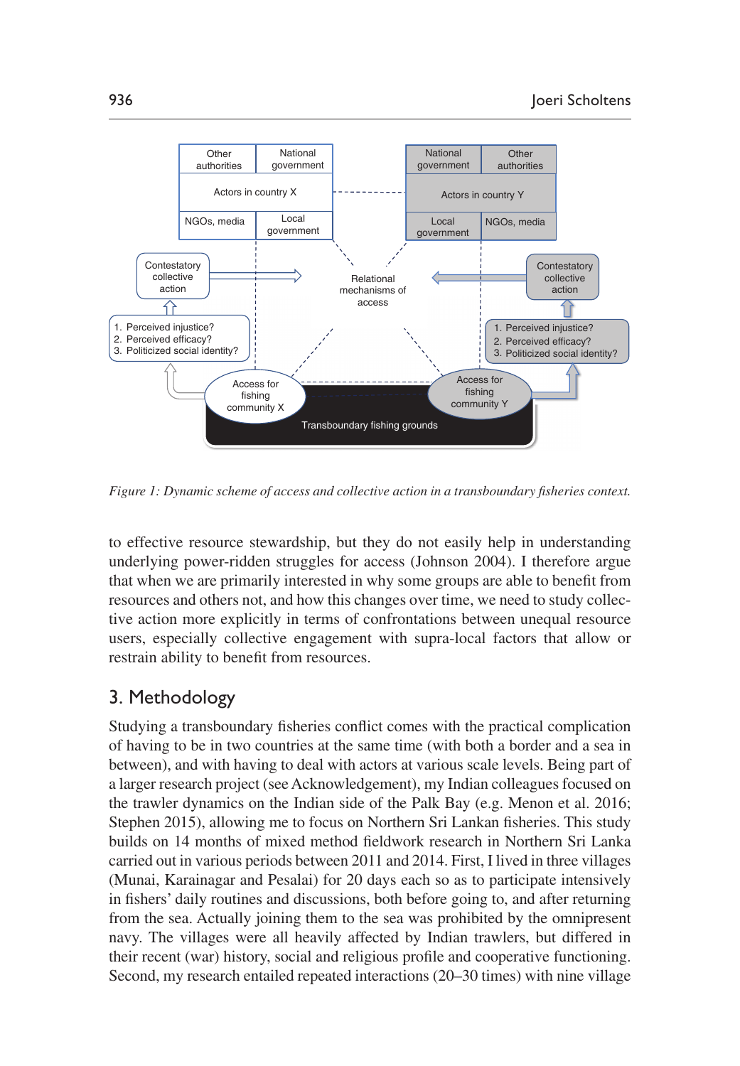Other authorities

National government

Actors in country X

NGOs, media

Local government

National government

Other authorities

Actors in country Y

Local government

NGOs, media

Contestatory collective action

Relational mechanisms of access

Contestatory collective action

1. Perceived injustice?
2. Perceived efficacy?
3. Politicized social identity?

1. Perceived injustice?
2. Perceived efficacy?
3. Politicized social identity?

Access for fishing community X

Access for fishing community Y

Transboundary fishing grounds

*Figure 1: Dynamic scheme of access and collective action in a transboundary fisheries context.*

to effective resource stewardship, but they do not easily help in understanding underlying power-ridden struggles for access (Johnson 2004). I therefore argue that when we are primarily interested in why some groups are able to benefit from resources and others not, and how this changes over time, we need to study collective action more explicitly in terms of confrontations between unequal resource users, especially collective engagement with supra-local factors that allow or restrain ability to benefit from resources.

## 3. Methodology

Studying a transboundary fisheries conflict comes with the practical complication of having to be in two countries at the same time (with both a border and a sea in between), and with having to deal with actors at various scale levels. Being part of a larger research project (see Acknowledgement), my Indian colleagues focused on the trawler dynamics on the Indian side of the Palk Bay (e.g. Menon et al. 2016; Stephen 2015), allowing me to focus on Northern Sri Lankan fisheries. This study builds on 14 months of mixed method fieldwork research in Northern Sri Lanka carried out in various periods between 2011 and 2014. First, I lived in three villages (Munai, Karainagar and Pesalai) for 20 days each so as to participate intensively in fishers' daily routines and discussions, both before going to, and after returning from the sea. Actually joining them to the sea was prohibited by the omnipresent navy. The villages were all heavily affected by Indian trawlers, but differed in their recent (war) history, social and religious profile and cooperative functioning. Second, my research entailed repeated interactions (20–30 times) with nine village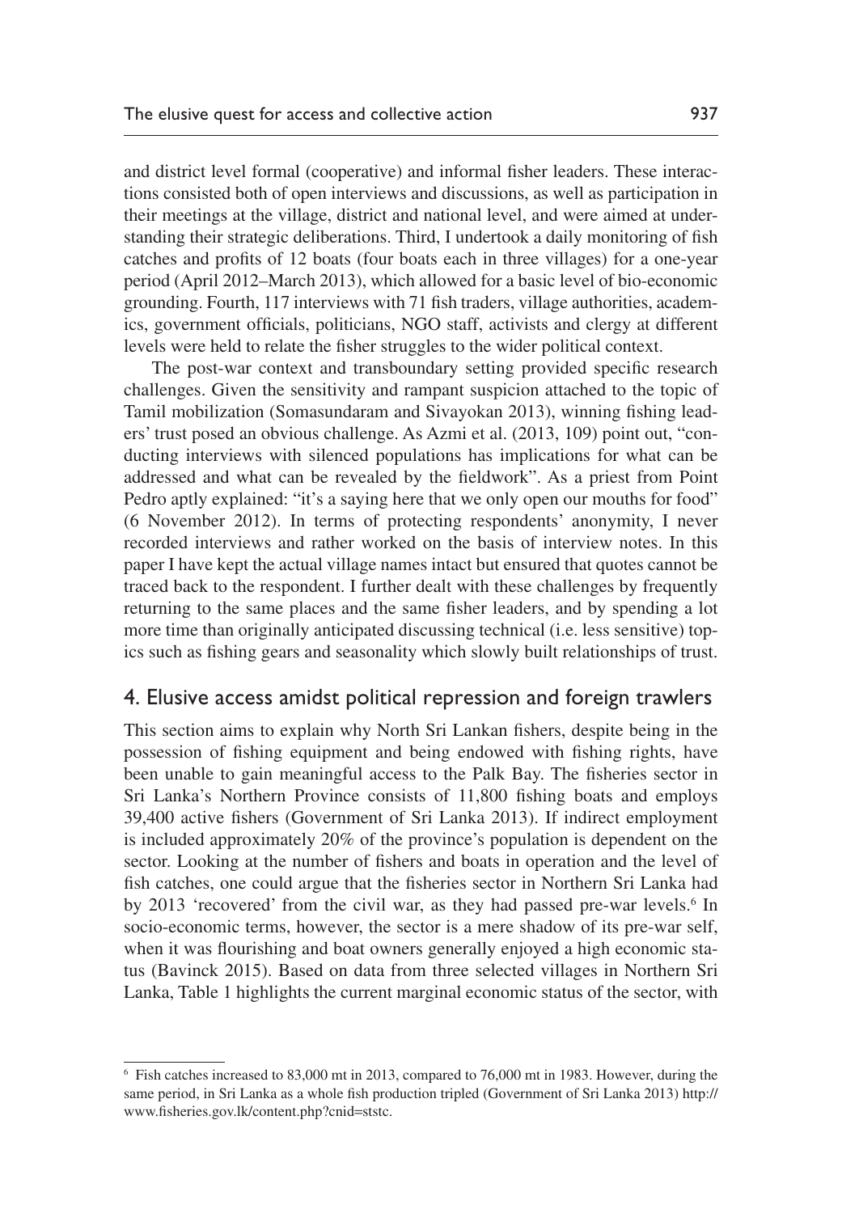and district level formal (cooperative) and informal fisher leaders. These interactions consisted both of open interviews and discussions, as well as participation in their meetings at the village, district and national level, and were aimed at understanding their strategic deliberations. Third, I undertook a daily monitoring of fish catches and profits of 12 boats (four boats each in three villages) for a one-year period (April 2012–March 2013), which allowed for a basic level of bio-economic grounding. Fourth, 117 interviews with 71 fish traders, village authorities, academics, government officials, politicians, NGO staff, activists and clergy at different levels were held to relate the fisher struggles to the wider political context.

The post-war context and transboundary setting provided specific research challenges. Given the sensitivity and rampant suspicion attached to the topic of Tamil mobilization (Somasundaram and Sivayokan 2013), winning fishing leaders' trust posed an obvious challenge. As Azmi et al. (2013, 109) point out, "conducting interviews with silenced populations has implications for what can be addressed and what can be revealed by the fieldwork". As a priest from Point Pedro aptly explained: "it's a saying here that we only open our mouths for food" (6 November 2012). In terms of protecting respondents' anonymity, I never recorded interviews and rather worked on the basis of interview notes. In this paper I have kept the actual village names intact but ensured that quotes cannot be traced back to the respondent. I further dealt with these challenges by frequently returning to the same places and the same fisher leaders, and by spending a lot more time than originally anticipated discussing technical (i.e. less sensitive) topics such as fishing gears and seasonality which slowly built relationships of trust.

## 4. Elusive access amidst political repression and foreign trawlers

This section aims to explain why North Sri Lankan fishers, despite being in the possession of fishing equipment and being endowed with fishing rights, have been unable to gain meaningful access to the Palk Bay. The fisheries sector in Sri Lanka's Northern Province consists of 11,800 fishing boats and employs 39,400 active fishers (Government of Sri Lanka 2013). If indirect employment is included approximately 20% of the province's population is dependent on the sector. Looking at the number of fishers and boats in operation and the level of fish catches, one could argue that the fisheries sector in Northern Sri Lanka had by 2013 'recovered' from the civil war, as they had passed pre-war levels.[6] In socio-economic terms, however, the sector is a mere shadow of its pre-war self, when it was flourishing and boat owners generally enjoyed a high economic status (Bavinck 2015). Based on data from three selected villages in Northern Sri Lanka, Table 1 highlights the current marginal economic status of the sector, with

[6] Fish catches increased to 83,000 mt in 2013, compared to 76,000 mt in 1983. However, during the same period, in Sri Lanka as a whole fish production tripled (Government of Sri Lanka 2013) http://www.fisheries.gov.lk/content.php?cnid=ststc.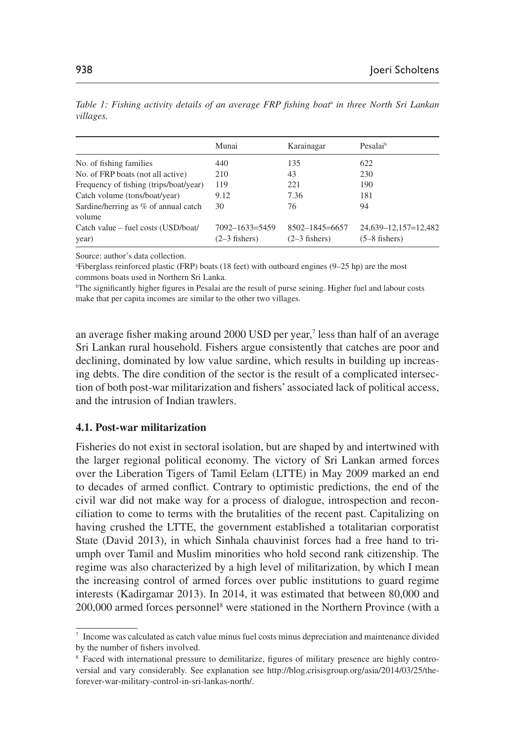*Table 1: Fishing activity details of an average FRP fishing boat[a] in three North Sri Lankan villages.*

| | Munai | Karainagar | Pesalai[b] |
|---|---|---|---|
| No. of fishing families | 440 | 135 | 622 |
| No. of FRP boats (not all active) | 210 | 43 | 230 |
| Frequency of fishing (trips/boat/year) | 119 | 221 | 190 |
| Catch volume (tons/boat/year) | 9.12 | 7.36 | 181 |
| Sardine/herring as % of annual catch volume | 30 | 76 | 94 |
| Catch value – fuel costs (USD/boat/year) | 7092–1633=5459 (2–3 fishers) | 8502–1845=6657 (2–3 fishers) | 24,639–12,157=12,482 (5–8 fishers) |

Source: author's data collection.

[a]Fiberglass reinforced plastic (FRP) boats (18 feet) with outboard engines (9–25 hp) are the most commons boats used in Northern Sri Lanka.

[b]The significantly higher figures in Pesalai are the result of purse seining. Higher fuel and labour costs make that per capita incomes are similar to the other two villages.

an average fisher making around 2000 USD per year,[7] less than half of an average Sri Lankan rural household. Fishers argue consistently that catches are poor and declining, dominated by low value sardine, which results in building up increasing debts. The dire condition of the sector is the result of a complicated intersection of both post-war militarization and fishers' associated lack of political access, and the intrusion of Indian trawlers.

### 4.1. Post-war militarization

Fisheries do not exist in sectoral isolation, but are shaped by and intertwined with the larger regional political economy. The victory of Sri Lankan armed forces over the Liberation Tigers of Tamil Eelam (LTTE) in May 2009 marked an end to decades of armed conflict. Contrary to optimistic predictions, the end of the civil war did not make way for a process of dialogue, introspection and reconciliation to come to terms with the brutalities of the recent past. Capitalizing on having crushed the LTTE, the government established a totalitarian corporatist State (David 2013), in which Sinhala chauvinist forces had a free hand to triumph over Tamil and Muslim minorities who hold second rank citizenship. The regime was also characterized by a high level of militarization, by which I mean the increasing control of armed forces over public institutions to guard regime interests (Kadirgamar 2013). In 2014, it was estimated that between 80,000 and 200,000 armed forces personnel[8] were stationed in the Northern Province (with a

[7] Income was calculated as catch value minus fuel costs minus depreciation and maintenance divided by the number of fishers involved.

[8] Faced with international pressure to demilitarize, figures of military presence are highly controversial and vary considerably. See explanation see http://blog.crisisgroup.org/asia/2014/03/25/the-forever-war-military-control-in-sri-lankas-north/.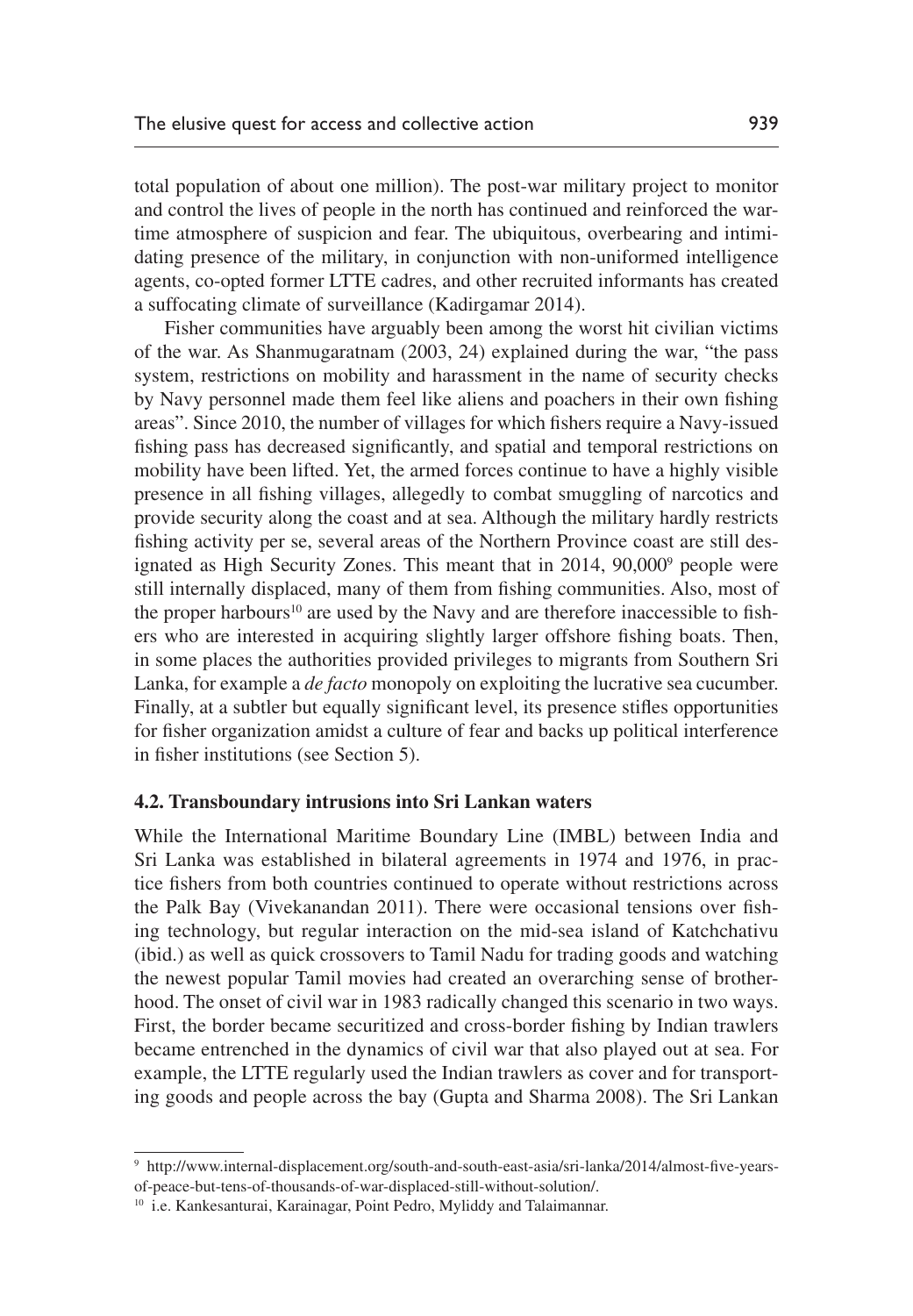total population of about one million). The post-war military project to monitor and control the lives of people in the north has continued and reinforced the wartime atmosphere of suspicion and fear. The ubiquitous, overbearing and intimidating presence of the military, in conjunction with non-uniformed intelligence agents, co-opted former LTTE cadres, and other recruited informants has created a suffocating climate of surveillance (Kadirgamar 2014).

Fisher communities have arguably been among the worst hit civilian victims of the war. As Shanmugaratnam (2003, 24) explained during the war, "the pass system, restrictions on mobility and harassment in the name of security checks by Navy personnel made them feel like aliens and poachers in their own fishing areas". Since 2010, the number of villages for which fishers require a Navy-issued fishing pass has decreased significantly, and spatial and temporal restrictions on mobility have been lifted. Yet, the armed forces continue to have a highly visible presence in all fishing villages, allegedly to combat smuggling of narcotics and provide security along the coast and at sea. Although the military hardly restricts fishing activity per se, several areas of the Northern Province coast are still designated as High Security Zones. This meant that in 2014, 90,000[9] people were still internally displaced, many of them from fishing communities. Also, most of the proper harbours[10] are used by the Navy and are therefore inaccessible to fishers who are interested in acquiring slightly larger offshore fishing boats. Then, in some places the authorities provided privileges to migrants from Southern Sri Lanka, for example a *de facto* monopoly on exploiting the lucrative sea cucumber. Finally, at a subtler but equally significant level, its presence stifles opportunities for fisher organization amidst a culture of fear and backs up political interference in fisher institutions (see Section 5).

### 4.2. Transboundary intrusions into Sri Lankan waters

While the International Maritime Boundary Line (IMBL) between India and Sri Lanka was established in bilateral agreements in 1974 and 1976, in practice fishers from both countries continued to operate without restrictions across the Palk Bay (Vivekanandan 2011). There were occasional tensions over fishing technology, but regular interaction on the mid-sea island of Katchchativu (ibid.) as well as quick crossovers to Tamil Nadu for trading goods and watching the newest popular Tamil movies had created an overarching sense of brotherhood. The onset of civil war in 1983 radically changed this scenario in two ways. First, the border became securitized and cross-border fishing by Indian trawlers became entrenched in the dynamics of civil war that also played out at sea. For example, the LTTE regularly used the Indian trawlers as cover and for transporting goods and people across the bay (Gupta and Sharma 2008). The Sri Lankan

---

[9] http://www.internal-displacement.org/south-and-south-east-asia/sri-lanka/2014/almost-five-years-of-peace-but-tens-of-thousands-of-war-displaced-still-without-solution/.

[10] i.e. Kankesanturai, Karainagar, Point Pedro, Myliddy and Talaimannar.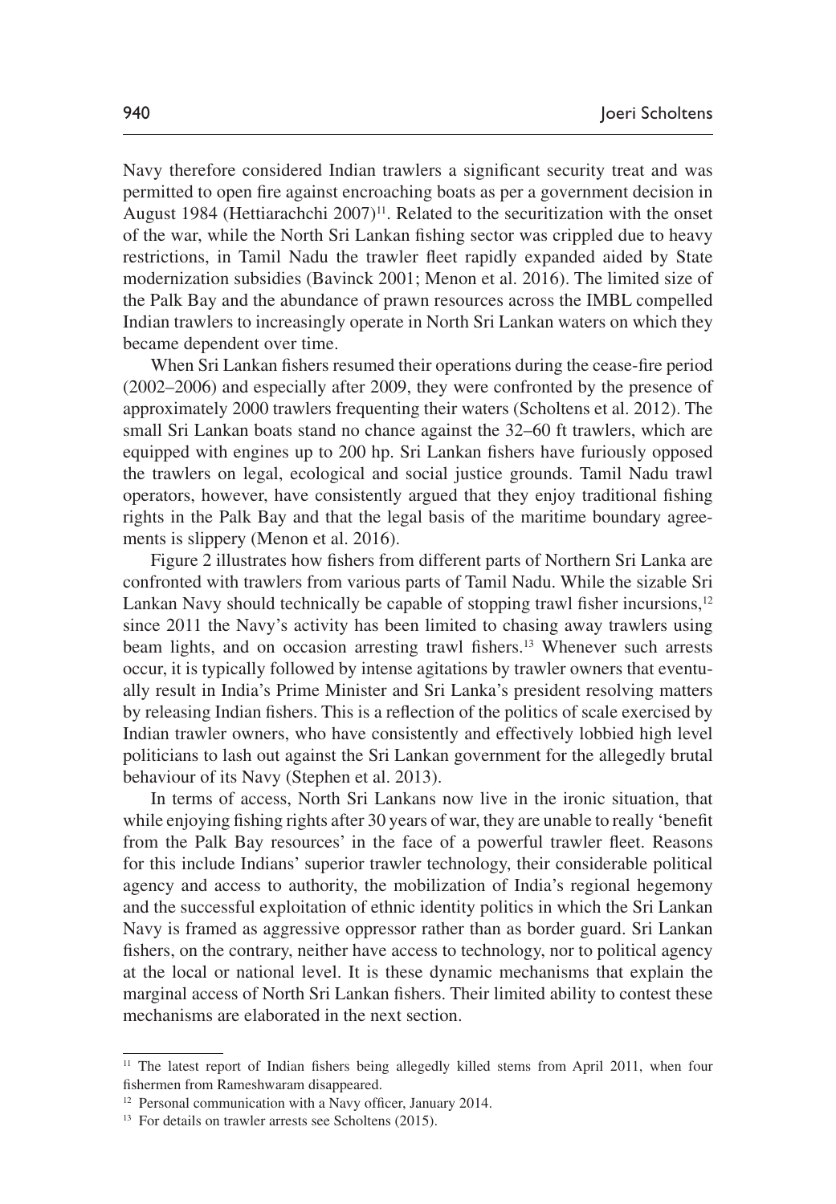Navy therefore considered Indian trawlers a significant security treat and was permitted to open fire against encroaching boats as per a government decision in August 1984 (Hettiarachchi 2007)[11]. Related to the securitization with the onset of the war, while the North Sri Lankan fishing sector was crippled due to heavy restrictions, in Tamil Nadu the trawler fleet rapidly expanded aided by State modernization subsidies (Bavinck 2001; Menon et al. 2016). The limited size of the Palk Bay and the abundance of prawn resources across the IMBL compelled Indian trawlers to increasingly operate in North Sri Lankan waters on which they became dependent over time.

When Sri Lankan fishers resumed their operations during the cease-fire period (2002–2006) and especially after 2009, they were confronted by the presence of approximately 2000 trawlers frequenting their waters (Scholtens et al. 2012). The small Sri Lankan boats stand no chance against the 32–60 ft trawlers, which are equipped with engines up to 200 hp. Sri Lankan fishers have furiously opposed the trawlers on legal, ecological and social justice grounds. Tamil Nadu trawl operators, however, have consistently argued that they enjoy traditional fishing rights in the Palk Bay and that the legal basis of the maritime boundary agreements is slippery (Menon et al. 2016).

Figure 2 illustrates how fishers from different parts of Northern Sri Lanka are confronted with trawlers from various parts of Tamil Nadu. While the sizable Sri Lankan Navy should technically be capable of stopping trawl fisher incursions,[12] since 2011 the Navy's activity has been limited to chasing away trawlers using beam lights, and on occasion arresting trawl fishers.[13] Whenever such arrests occur, it is typically followed by intense agitations by trawler owners that eventually result in India's Prime Minister and Sri Lanka's president resolving matters by releasing Indian fishers. This is a reflection of the politics of scale exercised by Indian trawler owners, who have consistently and effectively lobbied high level politicians to lash out against the Sri Lankan government for the allegedly brutal behaviour of its Navy (Stephen et al. 2013).

In terms of access, North Sri Lankans now live in the ironic situation, that while enjoying fishing rights after 30 years of war, they are unable to really 'benefit from the Palk Bay resources' in the face of a powerful trawler fleet. Reasons for this include Indians' superior trawler technology, their considerable political agency and access to authority, the mobilization of India's regional hegemony and the successful exploitation of ethnic identity politics in which the Sri Lankan Navy is framed as aggressive oppressor rather than as border guard. Sri Lankan fishers, on the contrary, neither have access to technology, nor to political agency at the local or national level. It is these dynamic mechanisms that explain the marginal access of North Sri Lankan fishers. Their limited ability to contest these mechanisms are elaborated in the next section.

---

[11] The latest report of Indian fishers being allegedly killed stems from April 2011, when four fishermen from Rameshwaram disappeared.

[12] Personal communication with a Navy officer, January 2014.

[13] For details on trawler arrests see Scholtens (2015).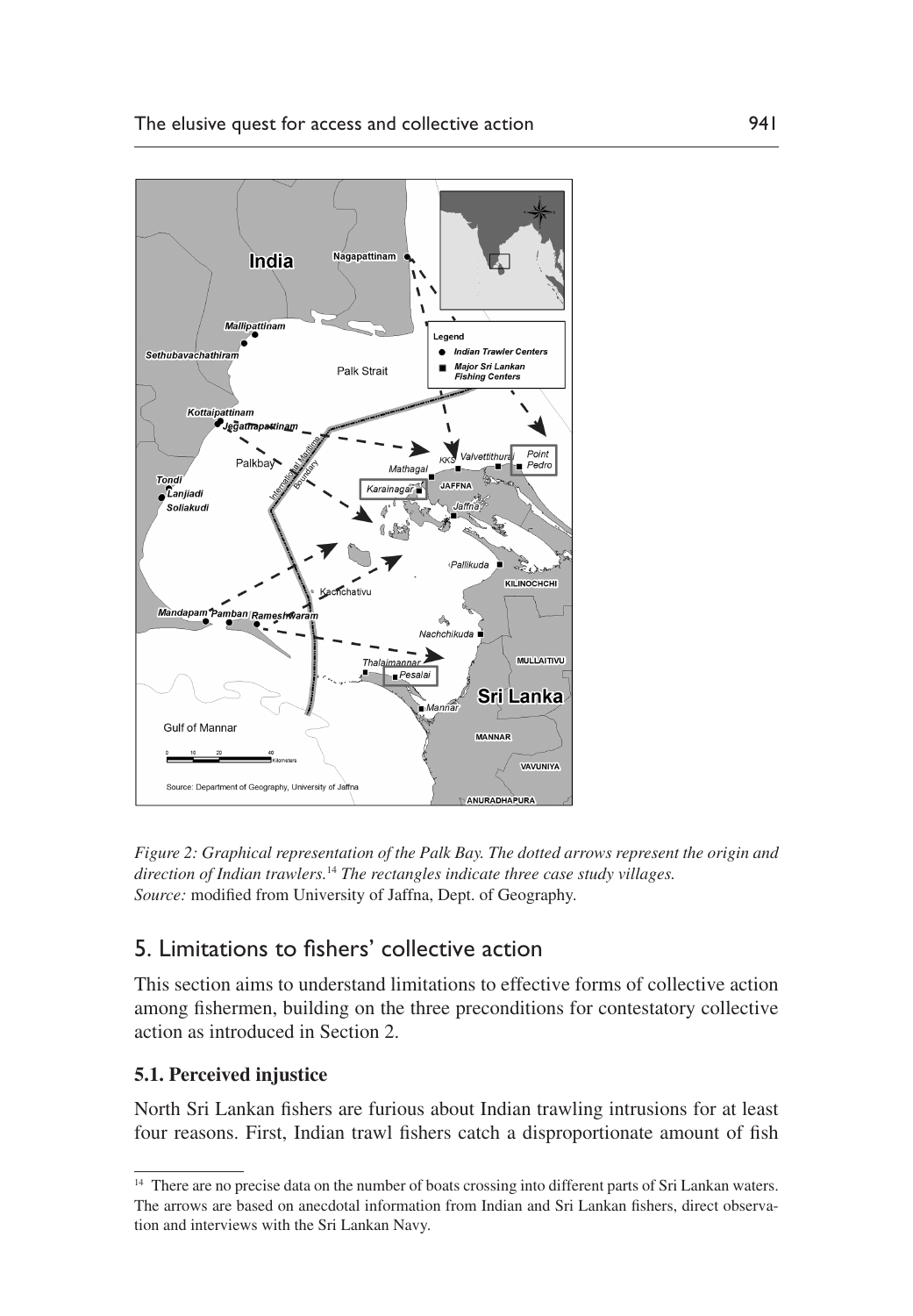India

Nagapattinam

Mallipattinam

Sethubavachathiram

Palk Strait

Kottaipattinam

Jegathapattinam

Palkbay

Tondi

Lanjiadi

Soliakudi

International Maritime Boundary

Legend

Indian Trawler Centers

Major Sri Lankan Fishing Centers

Mathagal

KKS

Valvettithurai

Point Pedro

Karainagar

JAFFNA

Jaffna

Pallikuda

KILINOCHCHI

Kachchativu

Mandapam

Pamban

Rameshwaram

Nachchikuda

MULLAITIVU

Thalaimannar

Pesalai

Sri Lanka

Mannar

MANNAR

Gulf of Mannar

VAVUNIYA

0 10 20 40 Kilometers

Source: Department of Geography, University of Jaffna

ANURADHAPURA

*Figure 2: Graphical representation of the Palk Bay. The dotted arrows represent the origin and direction of Indian trawlers.*[14] *The rectangles indicate three case study villages.*
*Source:* modified from University of Jaffna, Dept. of Geography.

## 5. Limitations to fishers' collective action

This section aims to understand limitations to effective forms of collective action among fishermen, building on the three preconditions for contestatory collective action as introduced in Section 2.

### 5.1. Perceived injustice

North Sri Lankan fishers are furious about Indian trawling intrusions for at least four reasons. First, Indian trawl fishers catch a disproportionate amount of fish

---

[14] There are no precise data on the number of boats crossing into different parts of Sri Lankan waters. The arrows are based on anecdotal information from Indian and Sri Lankan fishers, direct observation and interviews with the Sri Lankan Navy.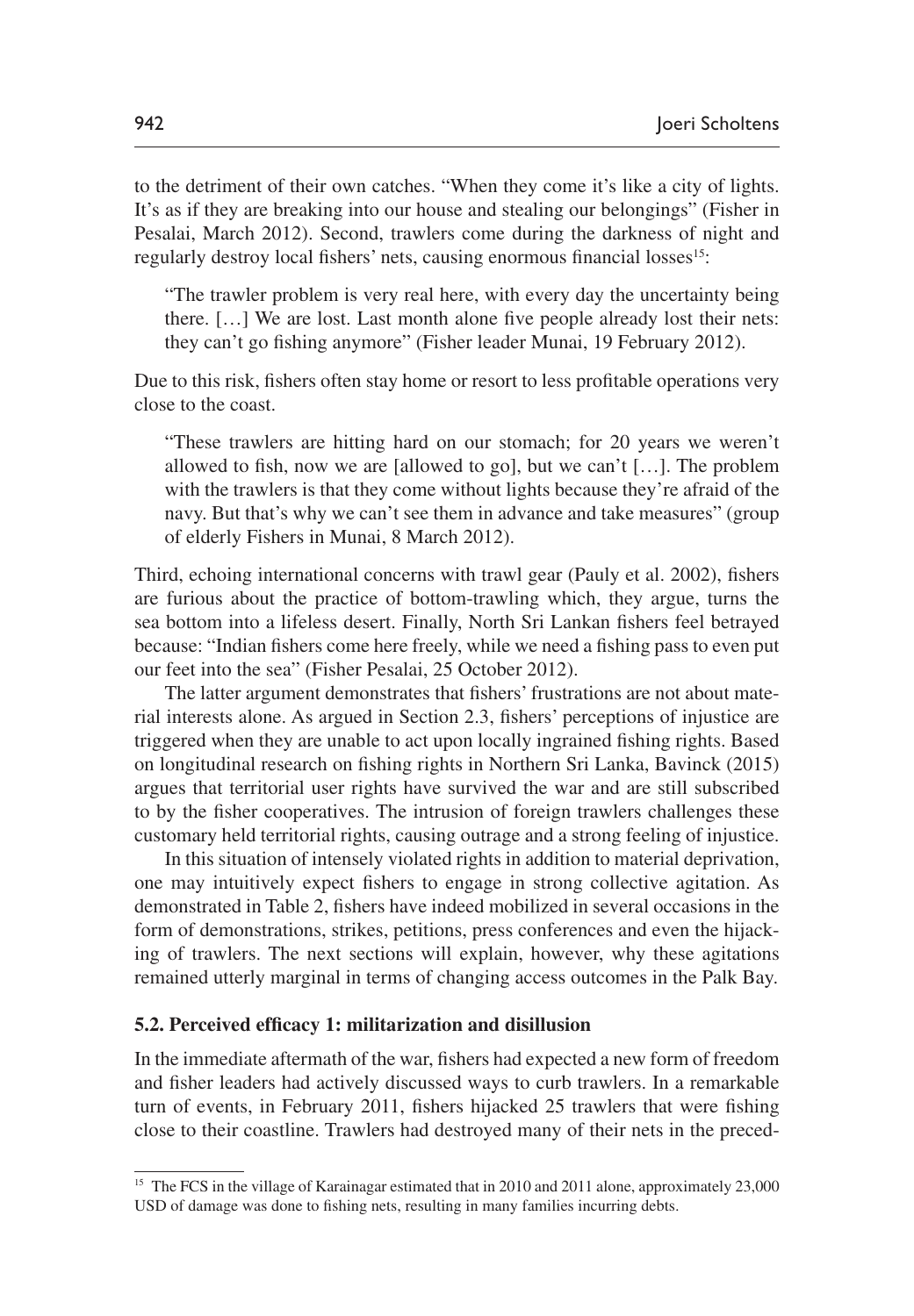to the detriment of their own catches. “When they come it’s like a city of lights. It’s as if they are breaking into our house and stealing our belongings” (Fisher in Pesalai, March 2012). Second, trawlers come during the darkness of night and regularly destroy local fishers’ nets, causing enormous financial losses[15]:

> “The trawler problem is very real here, with every day the uncertainty being there. […] We are lost. Last month alone five people already lost their nets: they can’t go fishing anymore” (Fisher leader Munai, 19 February 2012).

Due to this risk, fishers often stay home or resort to less profitable operations very close to the coast.

> “These trawlers are hitting hard on our stomach; for 20 years we weren’t allowed to fish, now we are [allowed to go], but we can’t […]. The problem with the trawlers is that they come without lights because they’re afraid of the navy. But that’s why we can’t see them in advance and take measures” (group of elderly Fishers in Munai, 8 March 2012).

Third, echoing international concerns with trawl gear (Pauly et al. 2002), fishers are furious about the practice of bottom-trawling which, they argue, turns the sea bottom into a lifeless desert. Finally, North Sri Lankan fishers feel betrayed because: “Indian fishers come here freely, while we need a fishing pass to even put our feet into the sea” (Fisher Pesalai, 25 October 2012).

The latter argument demonstrates that fishers’ frustrations are not about material interests alone. As argued in Section 2.3, fishers’ perceptions of injustice are triggered when they are unable to act upon locally ingrained fishing rights. Based on longitudinal research on fishing rights in Northern Sri Lanka, Bavinck (2015) argues that territorial user rights have survived the war and are still subscribed to by the fisher cooperatives. The intrusion of foreign trawlers challenges these customary held territorial rights, causing outrage and a strong feeling of injustice.

In this situation of intensely violated rights in addition to material deprivation, one may intuitively expect fishers to engage in strong collective agitation. As demonstrated in Table 2, fishers have indeed mobilized in several occasions in the form of demonstrations, strikes, petitions, press conferences and even the hijacking of trawlers. The next sections will explain, however, why these agitations remained utterly marginal in terms of changing access outcomes in the Palk Bay.

### 5.2. Perceived efficacy 1: militarization and disillusion

In the immediate aftermath of the war, fishers had expected a new form of freedom and fisher leaders had actively discussed ways to curb trawlers. In a remarkable turn of events, in February 2011, fishers hijacked 25 trawlers that were fishing close to their coastline. Trawlers had destroyed many of their nets in the preced-

[15] The FCS in the village of Karainagar estimated that in 2010 and 2011 alone, approximately 23,000 USD of damage was done to fishing nets, resulting in many families incurring debts.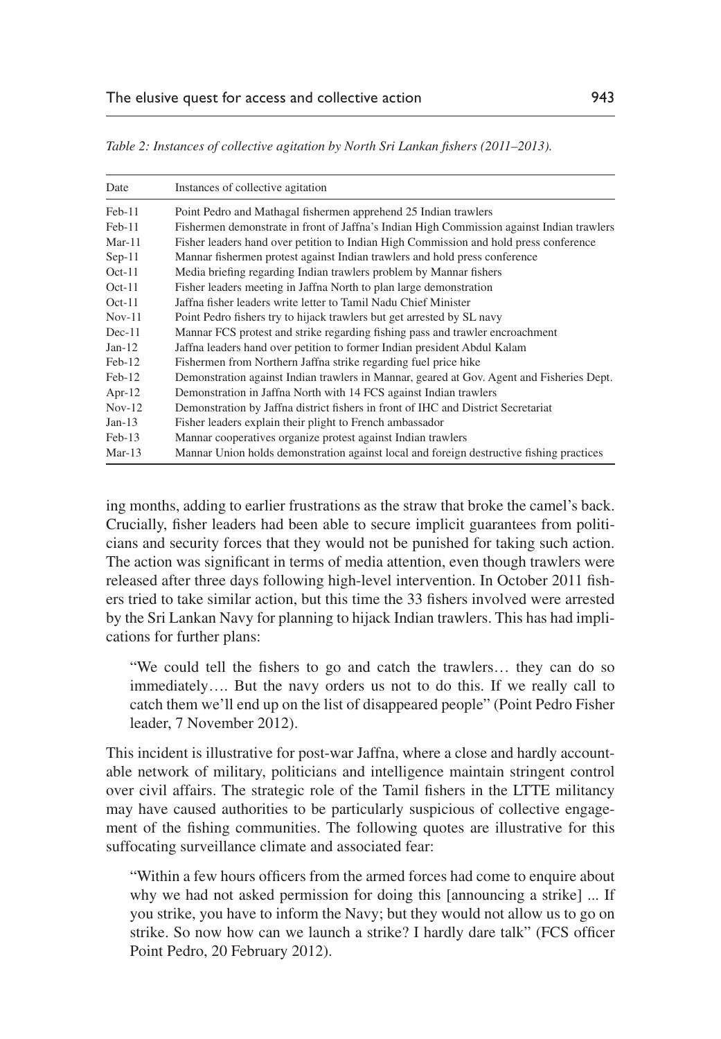*Table 2: Instances of collective agitation by North Sri Lankan fishers (2011–2013).*

| Date | Instances of collective agitation |
|---|---|
| Feb-11 | Point Pedro and Mathagal fishermen apprehend 25 Indian trawlers |
| Feb-11 | Fishermen demonstrate in front of Jaffna's Indian High Commission against Indian trawlers |
| Mar-11 | Fisher leaders hand over petition to Indian High Commission and hold press conference |
| Sep-11 | Mannar fishermen protest against Indian trawlers and hold press conference |
| Oct-11 | Media briefing regarding Indian trawlers problem by Mannar fishers |
| Oct-11 | Fisher leaders meeting in Jaffna North to plan large demonstration |
| Oct-11 | Jaffna fisher leaders write letter to Tamil Nadu Chief Minister |
| Nov-11 | Point Pedro fishers try to hijack trawlers but get arrested by SL navy |
| Dec-11 | Mannar FCS protest and strike regarding fishing pass and trawler encroachment |
| Jan-12 | Jaffna leaders hand over petition to former Indian president Abdul Kalam |
| Feb-12 | Fishermen from Northern Jaffna strike regarding fuel price hike |
| Feb-12 | Demonstration against Indian trawlers in Mannar, geared at Gov. Agent and Fisheries Dept. |
| Apr-12 | Demonstration in Jaffna North with 14 FCS against Indian trawlers |
| Nov-12 | Demonstration by Jaffna district fishers in front of IHC and District Secretariat |
| Jan-13 | Fisher leaders explain their plight to French ambassador |
| Feb-13 | Mannar cooperatives organize protest against Indian trawlers |
| Mar-13 | Mannar Union holds demonstration against local and foreign destructive fishing practices |

ing months, adding to earlier frustrations as the straw that broke the camel's back. Crucially, fisher leaders had been able to secure implicit guarantees from politicians and security forces that they would not be punished for taking such action. The action was significant in terms of media attention, even though trawlers were released after three days following high-level intervention. In October 2011 fishers tried to take similar action, but this time the 33 fishers involved were arrested by the Sri Lankan Navy for planning to hijack Indian trawlers. This has had implications for further plans:

> "We could tell the fishers to go and catch the trawlers… they can do so immediately…. But the navy orders us not to do this. If we really call to catch them we'll end up on the list of disappeared people" (Point Pedro Fisher leader, 7 November 2012).

This incident is illustrative for post-war Jaffna, where a close and hardly accountable network of military, politicians and intelligence maintain stringent control over civil affairs. The strategic role of the Tamil fishers in the LTTE militancy may have caused authorities to be particularly suspicious of collective engagement of the fishing communities. The following quotes are illustrative for this suffocating surveillance climate and associated fear:

> "Within a few hours officers from the armed forces had come to enquire about why we had not asked permission for doing this [announcing a strike] ... If you strike, you have to inform the Navy; but they would not allow us to go on strike. So now how can we launch a strike? I hardly dare talk" (FCS officer Point Pedro, 20 February 2012).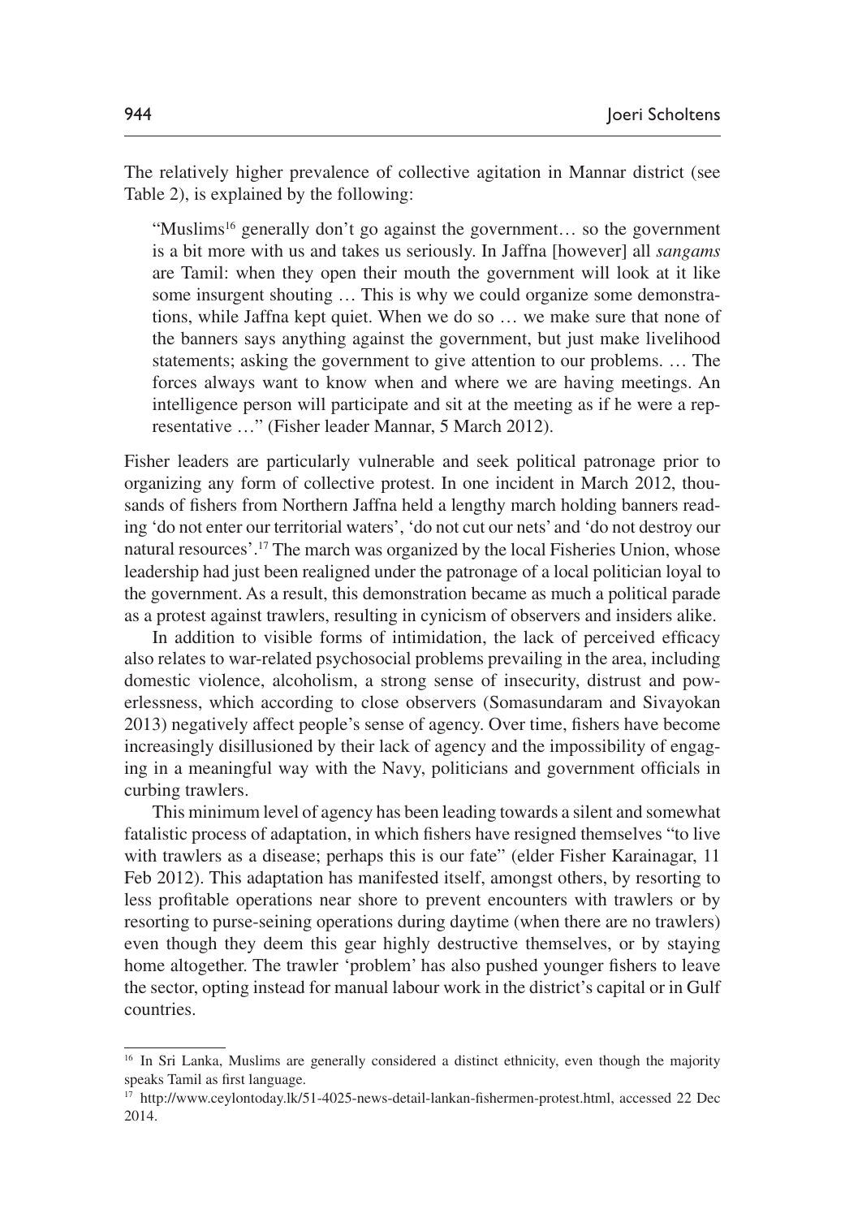The relatively higher prevalence of collective agitation in Mannar district (see Table 2), is explained by the following:

> "Muslims[16] generally don't go against the government… so the government is a bit more with us and takes us seriously. In Jaffna [however] all *sangams* are Tamil: when they open their mouth the government will look at it like some insurgent shouting … This is why we could organize some demonstrations, while Jaffna kept quiet. When we do so … we make sure that none of the banners says anything against the government, but just make livelihood statements; asking the government to give attention to our problems. … The forces always want to know when and where we are having meetings. An intelligence person will participate and sit at the meeting as if he were a representative …" (Fisher leader Mannar, 5 March 2012).

Fisher leaders are particularly vulnerable and seek political patronage prior to organizing any form of collective protest. In one incident in March 2012, thousands of fishers from Northern Jaffna held a lengthy march holding banners reading 'do not enter our territorial waters', 'do not cut our nets' and 'do not destroy our natural resources'.[17] The march was organized by the local Fisheries Union, whose leadership had just been realigned under the patronage of a local politician loyal to the government. As a result, this demonstration became as much a political parade as a protest against trawlers, resulting in cynicism of observers and insiders alike.

In addition to visible forms of intimidation, the lack of perceived efficacy also relates to war-related psychosocial problems prevailing in the area, including domestic violence, alcoholism, a strong sense of insecurity, distrust and powerlessness, which according to close observers (Somasundaram and Sivayokan 2013) negatively affect people's sense of agency. Over time, fishers have become increasingly disillusioned by their lack of agency and the impossibility of engaging in a meaningful way with the Navy, politicians and government officials in curbing trawlers.

This minimum level of agency has been leading towards a silent and somewhat fatalistic process of adaptation, in which fishers have resigned themselves "to live with trawlers as a disease; perhaps this is our fate" (elder Fisher Karainagar, 11 Feb 2012). This adaptation has manifested itself, amongst others, by resorting to less profitable operations near shore to prevent encounters with trawlers or by resorting to purse-seining operations during daytime (when there are no trawlers) even though they deem this gear highly destructive themselves, or by staying home altogether. The trawler 'problem' has also pushed younger fishers to leave the sector, opting instead for manual labour work in the district's capital or in Gulf countries.

---

[16] In Sri Lanka, Muslims are generally considered a distinct ethnicity, even though the majority speaks Tamil as first language.

[17] http://www.ceylontoday.lk/51-4025-news-detail-lankan-fishermen-protest.html, accessed 22 Dec 2014.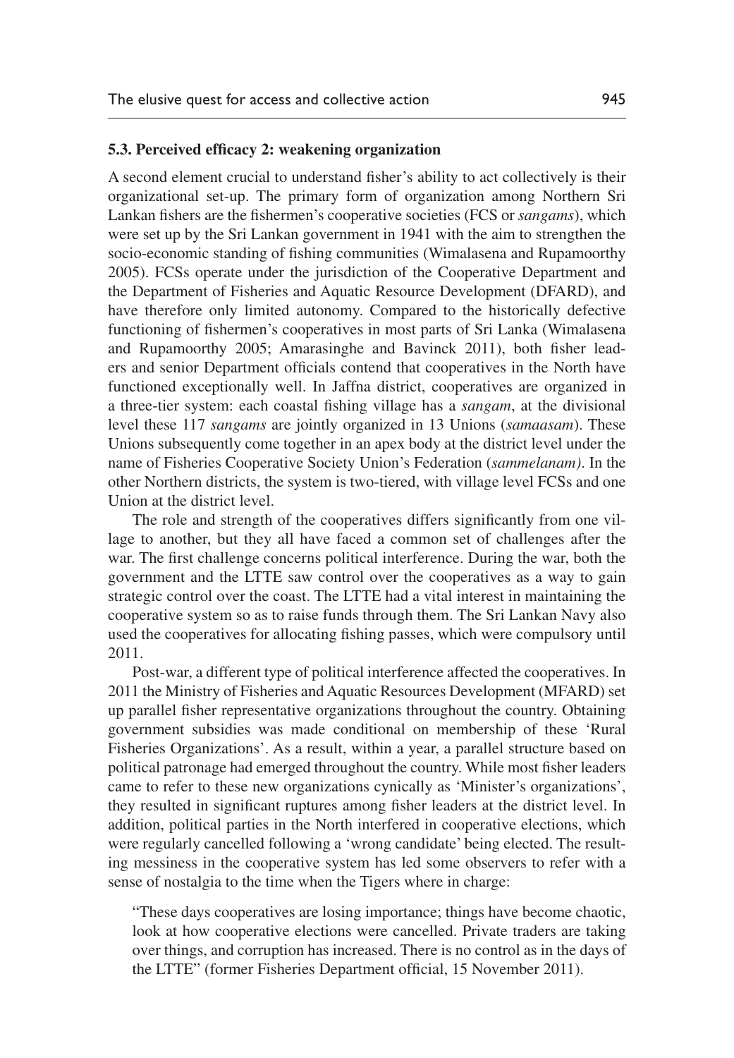### 5.3. Perceived efficacy 2: weakening organization

A second element crucial to understand fisher's ability to act collectively is their organizational set-up. The primary form of organization among Northern Sri Lankan fishers are the fishermen's cooperative societies (FCS or *sangams*), which were set up by the Sri Lankan government in 1941 with the aim to strengthen the socio-economic standing of fishing communities (Wimalasena and Rupamoorthy 2005). FCSs operate under the jurisdiction of the Cooperative Department and the Department of Fisheries and Aquatic Resource Development (DFARD), and have therefore only limited autonomy. Compared to the historically defective functioning of fishermen's cooperatives in most parts of Sri Lanka (Wimalasena and Rupamoorthy 2005; Amarasinghe and Bavinck 2011), both fisher leaders and senior Department officials contend that cooperatives in the North have functioned exceptionally well. In Jaffna district, cooperatives are organized in a three-tier system: each coastal fishing village has a *sangam*, at the divisional level these 117 *sangams* are jointly organized in 13 Unions (*samaasam*). These Unions subsequently come together in an apex body at the district level under the name of Fisheries Cooperative Society Union's Federation (*sammelanam)*. In the other Northern districts, the system is two-tiered, with village level FCSs and one Union at the district level.

The role and strength of the cooperatives differs significantly from one village to another, but they all have faced a common set of challenges after the war. The first challenge concerns political interference. During the war, both the government and the LTTE saw control over the cooperatives as a way to gain strategic control over the coast. The LTTE had a vital interest in maintaining the cooperative system so as to raise funds through them. The Sri Lankan Navy also used the cooperatives for allocating fishing passes, which were compulsory until 2011.

Post-war, a different type of political interference affected the cooperatives. In 2011 the Ministry of Fisheries and Aquatic Resources Development (MFARD) set up parallel fisher representative organizations throughout the country. Obtaining government subsidies was made conditional on membership of these 'Rural Fisheries Organizations'. As a result, within a year, a parallel structure based on political patronage had emerged throughout the country. While most fisher leaders came to refer to these new organizations cynically as 'Minister's organizations', they resulted in significant ruptures among fisher leaders at the district level. In addition, political parties in the North interfered in cooperative elections, which were regularly cancelled following a 'wrong candidate' being elected. The resulting messiness in the cooperative system has led some observers to refer with a sense of nostalgia to the time when the Tigers where in charge:

> "These days cooperatives are losing importance; things have become chaotic, look at how cooperative elections were cancelled. Private traders are taking over things, and corruption has increased. There is no control as in the days of the LTTE" (former Fisheries Department official, 15 November 2011).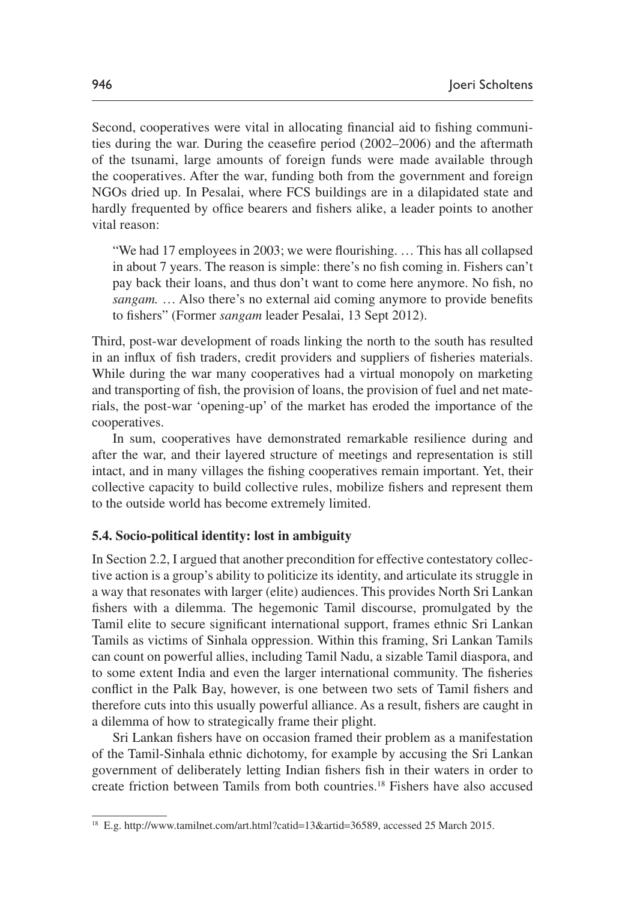Second, cooperatives were vital in allocating financial aid to fishing communities during the war. During the ceasefire period (2002–2006) and the aftermath of the tsunami, large amounts of foreign funds were made available through the cooperatives. After the war, funding both from the government and foreign NGOs dried up. In Pesalai, where FCS buildings are in a dilapidated state and hardly frequented by office bearers and fishers alike, a leader points to another vital reason:

> "We had 17 employees in 2003; we were flourishing. … This has all collapsed in about 7 years. The reason is simple: there's no fish coming in. Fishers can't pay back their loans, and thus don't want to come here anymore. No fish, no *sangam.* … Also there's no external aid coming anymore to provide benefits to fishers" (Former *sangam* leader Pesalai, 13 Sept 2012).

Third, post-war development of roads linking the north to the south has resulted in an influx of fish traders, credit providers and suppliers of fisheries materials. While during the war many cooperatives had a virtual monopoly on marketing and transporting of fish, the provision of loans, the provision of fuel and net materials, the post-war 'opening-up' of the market has eroded the importance of the cooperatives.

In sum, cooperatives have demonstrated remarkable resilience during and after the war, and their layered structure of meetings and representation is still intact, and in many villages the fishing cooperatives remain important. Yet, their collective capacity to build collective rules, mobilize fishers and represent them to the outside world has become extremely limited.

### 5.4. Socio-political identity: lost in ambiguity

In Section 2.2, I argued that another precondition for effective contestatory collective action is a group's ability to politicize its identity, and articulate its struggle in a way that resonates with larger (elite) audiences. This provides North Sri Lankan fishers with a dilemma. The hegemonic Tamil discourse, promulgated by the Tamil elite to secure significant international support, frames ethnic Sri Lankan Tamils as victims of Sinhala oppression. Within this framing, Sri Lankan Tamils can count on powerful allies, including Tamil Nadu, a sizable Tamil diaspora, and to some extent India and even the larger international community. The fisheries conflict in the Palk Bay, however, is one between two sets of Tamil fishers and therefore cuts into this usually powerful alliance. As a result, fishers are caught in a dilemma of how to strategically frame their plight.

Sri Lankan fishers have on occasion framed their problem as a manifestation of the Tamil-Sinhala ethnic dichotomy, for example by accusing the Sri Lankan government of deliberately letting Indian fishers fish in their waters in order to create friction between Tamils from both countries.[18] Fishers have also accused

[18] E.g. http://www.tamilnet.com/art.html?catid=13&artid=36589, accessed 25 March 2015.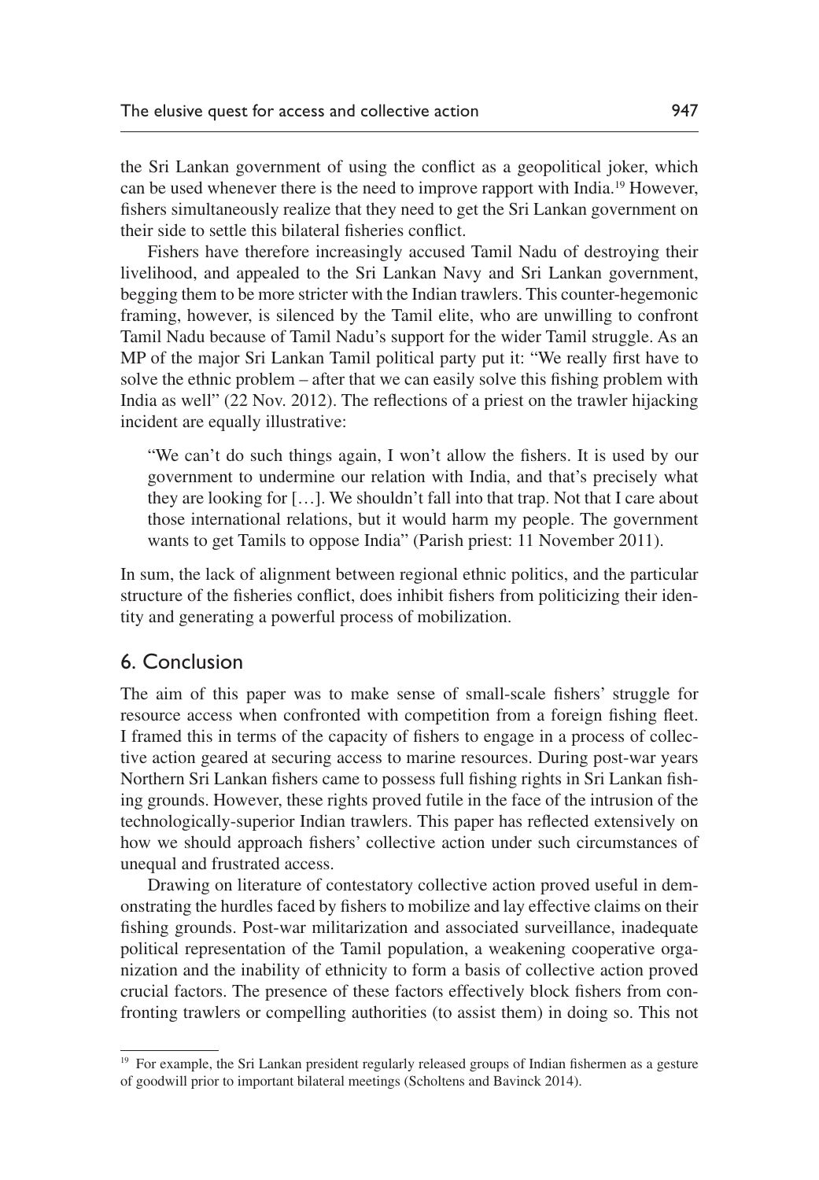the Sri Lankan government of using the conflict as a geopolitical joker, which can be used whenever there is the need to improve rapport with India.[19] However, fishers simultaneously realize that they need to get the Sri Lankan government on their side to settle this bilateral fisheries conflict.

Fishers have therefore increasingly accused Tamil Nadu of destroying their livelihood, and appealed to the Sri Lankan Navy and Sri Lankan government, begging them to be more stricter with the Indian trawlers. This counter-hegemonic framing, however, is silenced by the Tamil elite, who are unwilling to confront Tamil Nadu because of Tamil Nadu's support for the wider Tamil struggle. As an MP of the major Sri Lankan Tamil political party put it: "We really first have to solve the ethnic problem – after that we can easily solve this fishing problem with India as well" (22 Nov. 2012). The reflections of a priest on the trawler hijacking incident are equally illustrative:

> "We can't do such things again, I won't allow the fishers. It is used by our government to undermine our relation with India, and that's precisely what they are looking for […]. We shouldn't fall into that trap. Not that I care about those international relations, but it would harm my people. The government wants to get Tamils to oppose India" (Parish priest: 11 November 2011).

In sum, the lack of alignment between regional ethnic politics, and the particular structure of the fisheries conflict, does inhibit fishers from politicizing their identity and generating a powerful process of mobilization.

## 6. Conclusion

The aim of this paper was to make sense of small-scale fishers' struggle for resource access when confronted with competition from a foreign fishing fleet. I framed this in terms of the capacity of fishers to engage in a process of collective action geared at securing access to marine resources. During post-war years Northern Sri Lankan fishers came to possess full fishing rights in Sri Lankan fishing grounds. However, these rights proved futile in the face of the intrusion of the technologically-superior Indian trawlers. This paper has reflected extensively on how we should approach fishers' collective action under such circumstances of unequal and frustrated access.

Drawing on literature of contestatory collective action proved useful in demonstrating the hurdles faced by fishers to mobilize and lay effective claims on their fishing grounds. Post-war militarization and associated surveillance, inadequate political representation of the Tamil population, a weakening cooperative organization and the inability of ethnicity to form a basis of collective action proved crucial factors. The presence of these factors effectively block fishers from confronting trawlers or compelling authorities (to assist them) in doing so. This not

[19] For example, the Sri Lankan president regularly released groups of Indian fishermen as a gesture of goodwill prior to important bilateral meetings (Scholtens and Bavinck 2014).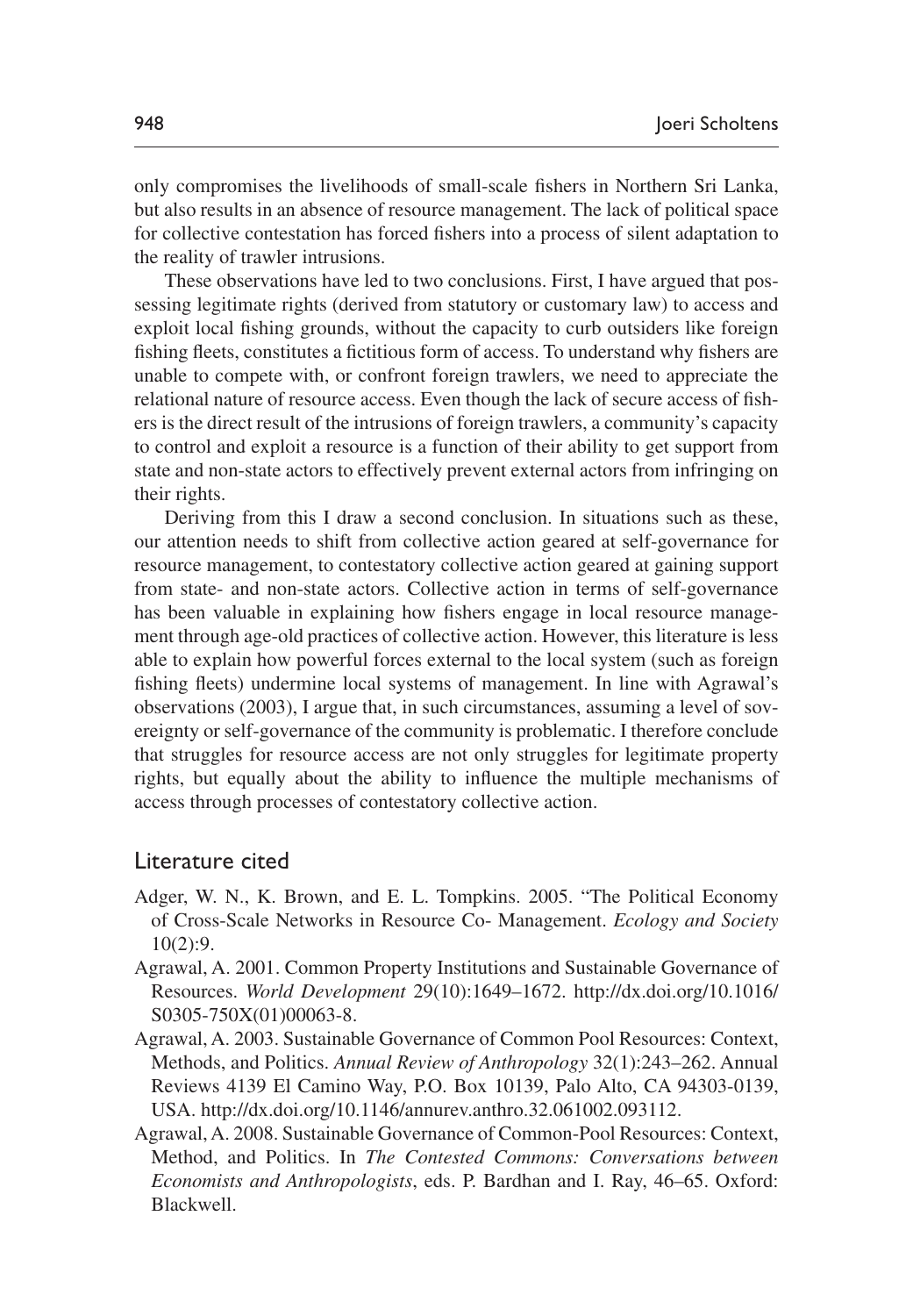only compromises the livelihoods of small-scale fishers in Northern Sri Lanka, but also results in an absence of resource management. The lack of political space for collective contestation has forced fishers into a process of silent adaptation to the reality of trawler intrusions.

These observations have led to two conclusions. First, I have argued that possessing legitimate rights (derived from statutory or customary law) to access and exploit local fishing grounds, without the capacity to curb outsiders like foreign fishing fleets, constitutes a fictitious form of access. To understand why fishers are unable to compete with, or confront foreign trawlers, we need to appreciate the relational nature of resource access. Even though the lack of secure access of fishers is the direct result of the intrusions of foreign trawlers, a community's capacity to control and exploit a resource is a function of their ability to get support from state and non-state actors to effectively prevent external actors from infringing on their rights.

Deriving from this I draw a second conclusion. In situations such as these, our attention needs to shift from collective action geared at self-governance for resource management, to contestatory collective action geared at gaining support from state- and non-state actors. Collective action in terms of self-governance has been valuable in explaining how fishers engage in local resource management through age-old practices of collective action. However, this literature is less able to explain how powerful forces external to the local system (such as foreign fishing fleets) undermine local systems of management. In line with Agrawal's observations (2003), I argue that, in such circumstances, assuming a level of sovereignty or self-governance of the community is problematic. I therefore conclude that struggles for resource access are not only struggles for legitimate property rights, but equally about the ability to influence the multiple mechanisms of access through processes of contestatory collective action.

## Literature cited

Adger, W. N., K. Brown, and E. L. Tompkins. 2005. "The Political Economy of Cross-Scale Networks in Resource Co- Management. *Ecology and Society* 10(2):9.

Agrawal, A. 2001. Common Property Institutions and Sustainable Governance of Resources. *World Development* 29(10):1649–1672. http://dx.doi.org/10.1016/S0305-750X(01)00063-8.

Agrawal, A. 2003. Sustainable Governance of Common Pool Resources: Context, Methods, and Politics. *Annual Review of Anthropology* 32(1):243–262. Annual Reviews 4139 El Camino Way, P.O. Box 10139, Palo Alto, CA 94303-0139, USA. http://dx.doi.org/10.1146/annurev.anthro.32.061002.093112.

Agrawal, A. 2008. Sustainable Governance of Common-Pool Resources: Context, Method, and Politics. In *The Contested Commons: Conversations between Economists and Anthropologists*, eds. P. Bardhan and I. Ray, 46–65. Oxford: Blackwell.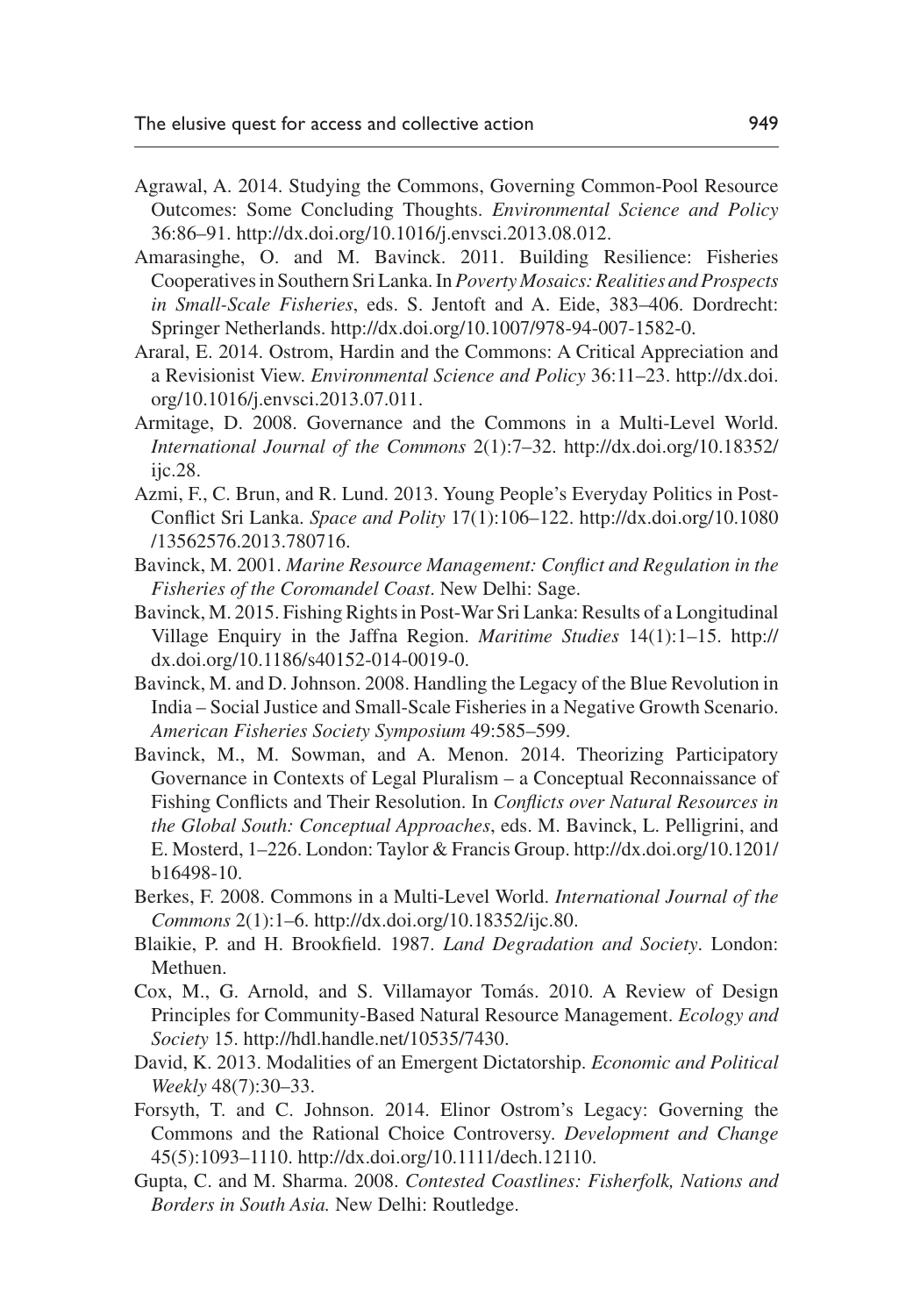Agrawal, A. 2014. Studying the Commons, Governing Common-Pool Resource Outcomes: Some Concluding Thoughts. *Environmental Science and Policy* 36:86–91. http://dx.doi.org/10.1016/j.envsci.2013.08.012.

Amarasinghe, O. and M. Bavinck. 2011. Building Resilience: Fisheries Cooperatives in Southern Sri Lanka. In *Poverty Mosaics: Realities and Prospects in Small-Scale Fisheries*, eds. S. Jentoft and A. Eide, 383–406. Dordrecht: Springer Netherlands. http://dx.doi.org/10.1007/978-94-007-1582-0.

Araral, E. 2014. Ostrom, Hardin and the Commons: A Critical Appreciation and a Revisionist View. *Environmental Science and Policy* 36:11–23. http://dx.doi.org/10.1016/j.envsci.2013.07.011.

Armitage, D. 2008. Governance and the Commons in a Multi-Level World. *International Journal of the Commons* 2(1):7–32. http://dx.doi.org/10.18352/ijc.28.

Azmi, F., C. Brun, and R. Lund. 2013. Young People's Everyday Politics in Post-Conflict Sri Lanka. *Space and Polity* 17(1):106–122. http://dx.doi.org/10.1080/13562576.2013.780716.

Bavinck, M. 2001. *Marine Resource Management: Conflict and Regulation in the Fisheries of the Coromandel Coast*. New Delhi: Sage.

Bavinck, M. 2015. Fishing Rights in Post-War Sri Lanka: Results of a Longitudinal Village Enquiry in the Jaffna Region. *Maritime Studies* 14(1):1–15. http://dx.doi.org/10.1186/s40152-014-0019-0.

Bavinck, M. and D. Johnson. 2008. Handling the Legacy of the Blue Revolution in India – Social Justice and Small-Scale Fisheries in a Negative Growth Scenario. *American Fisheries Society Symposium* 49:585–599.

Bavinck, M., M. Sowman, and A. Menon. 2014. Theorizing Participatory Governance in Contexts of Legal Pluralism – a Conceptual Reconnaissance of Fishing Conflicts and Their Resolution. In *Conflicts over Natural Resources in the Global South: Conceptual Approaches*, eds. M. Bavinck, L. Pelligrini, and E. Mosterd, 1–226. London: Taylor & Francis Group. http://dx.doi.org/10.1201/b16498-10.

Berkes, F. 2008. Commons in a Multi-Level World. *International Journal of the Commons* 2(1):1–6. http://dx.doi.org/10.18352/ijc.80.

Blaikie, P. and H. Brookfield. 1987. *Land Degradation and Society*. London: Methuen.

Cox, M., G. Arnold, and S. Villamayor Tomás. 2010. A Review of Design Principles for Community-Based Natural Resource Management. *Ecology and Society* 15. http://hdl.handle.net/10535/7430.

David, K. 2013. Modalities of an Emergent Dictatorship. *Economic and Political Weekly* 48(7):30–33.

Forsyth, T. and C. Johnson. 2014. Elinor Ostrom's Legacy: Governing the Commons and the Rational Choice Controversy. *Development and Change* 45(5):1093–1110. http://dx.doi.org/10.1111/dech.12110.

Gupta, C. and M. Sharma. 2008. *Contested Coastlines: Fisherfolk, Nations and Borders in South Asia.* New Delhi: Routledge.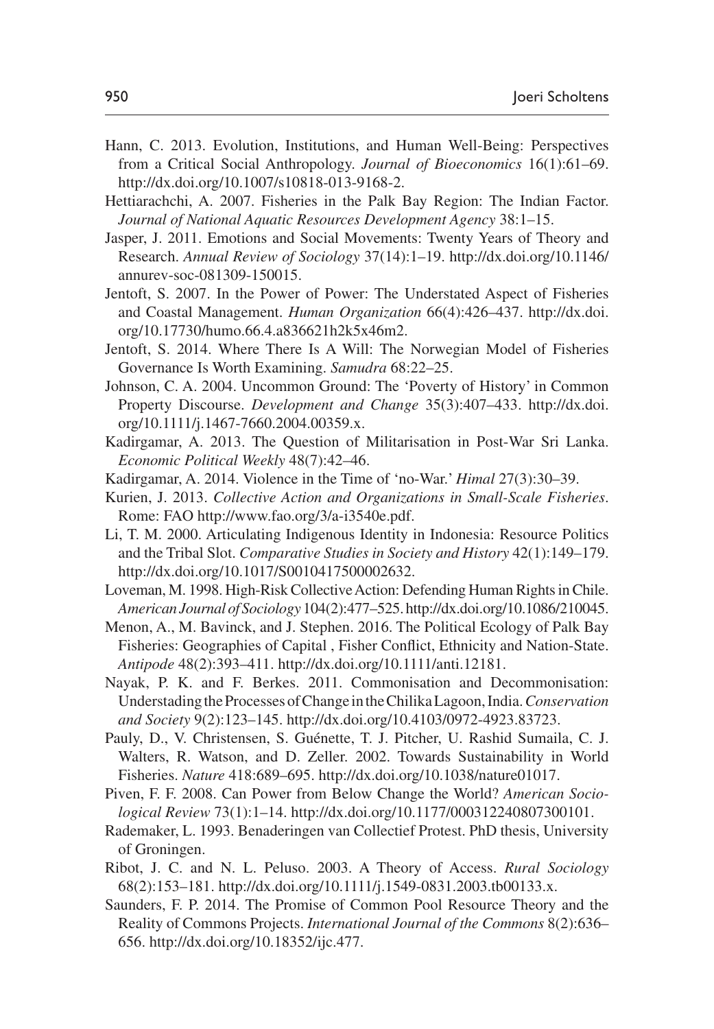Hann, C. 2013. Evolution, Institutions, and Human Well-Being: Perspectives from a Critical Social Anthropology. *Journal of Bioeconomics* 16(1):61–69. http://dx.doi.org/10.1007/s10818-013-9168-2.

Hettiarachchi, A. 2007. Fisheries in the Palk Bay Region: The Indian Factor. *Journal of National Aquatic Resources Development Agency* 38:1–15.

Jasper, J. 2011. Emotions and Social Movements: Twenty Years of Theory and Research. *Annual Review of Sociology* 37(14):1–19. http://dx.doi.org/10.1146/annurev-soc-081309-150015.

Jentoft, S. 2007. In the Power of Power: The Understated Aspect of Fisheries and Coastal Management. *Human Organization* 66(4):426–437. http://dx.doi.org/10.17730/humo.66.4.a836621h2k5x46m2.

Jentoft, S. 2014. Where There Is A Will: The Norwegian Model of Fisheries Governance Is Worth Examining. *Samudra* 68:22–25.

Johnson, C. A. 2004. Uncommon Ground: The 'Poverty of History' in Common Property Discourse. *Development and Change* 35(3):407–433. http://dx.doi.org/10.1111/j.1467-7660.2004.00359.x.

Kadirgamar, A. 2013. The Question of Militarisation in Post-War Sri Lanka. *Economic Political Weekly* 48(7):42–46.

Kadirgamar, A. 2014. Violence in the Time of 'no-War.' *Himal* 27(3):30–39.

Kurien, J. 2013. *Collective Action and Organizations in Small-Scale Fisheries*. Rome: FAO http://www.fao.org/3/a-i3540e.pdf.

Li, T. M. 2000. Articulating Indigenous Identity in Indonesia: Resource Politics and the Tribal Slot. *Comparative Studies in Society and History* 42(1):149–179. http://dx.doi.org/10.1017/S0010417500002632.

Loveman, M. 1998. High-Risk Collective Action: Defending Human Rights in Chile. *American Journal of Sociology* 104(2):477–525. http://dx.doi.org/10.1086/210045.

Menon, A., M. Bavinck, and J. Stephen. 2016. The Political Ecology of Palk Bay Fisheries: Geographies of Capital , Fisher Conflict, Ethnicity and Nation-State. *Antipode* 48(2):393–411. http://dx.doi.org/10.1111/anti.12181.

Nayak, P. K. and F. Berkes. 2011. Commonisation and Decommonisation: Understading the Processes of Change in the Chilika Lagoon, India. *Conservation and Society* 9(2):123–145. http://dx.doi.org/10.4103/0972-4923.83723.

Pauly, D., V. Christensen, S. Guénette, T. J. Pitcher, U. Rashid Sumaila, C. J. Walters, R. Watson, and D. Zeller. 2002. Towards Sustainability in World Fisheries. *Nature* 418:689–695. http://dx.doi.org/10.1038/nature01017.

Piven, F. F. 2008. Can Power from Below Change the World? *American Sociological Review* 73(1):1–14. http://dx.doi.org/10.1177/000312240807300101.

Rademaker, L. 1993. Benaderingen van Collectief Protest. PhD thesis, University of Groningen.

Ribot, J. C. and N. L. Peluso. 2003. A Theory of Access. *Rural Sociology* 68(2):153–181. http://dx.doi.org/10.1111/j.1549-0831.2003.tb00133.x.

Saunders, F. P. 2014. The Promise of Common Pool Resource Theory and the Reality of Commons Projects. *International Journal of the Commons* 8(2):636–656. http://dx.doi.org/10.18352/ijc.477.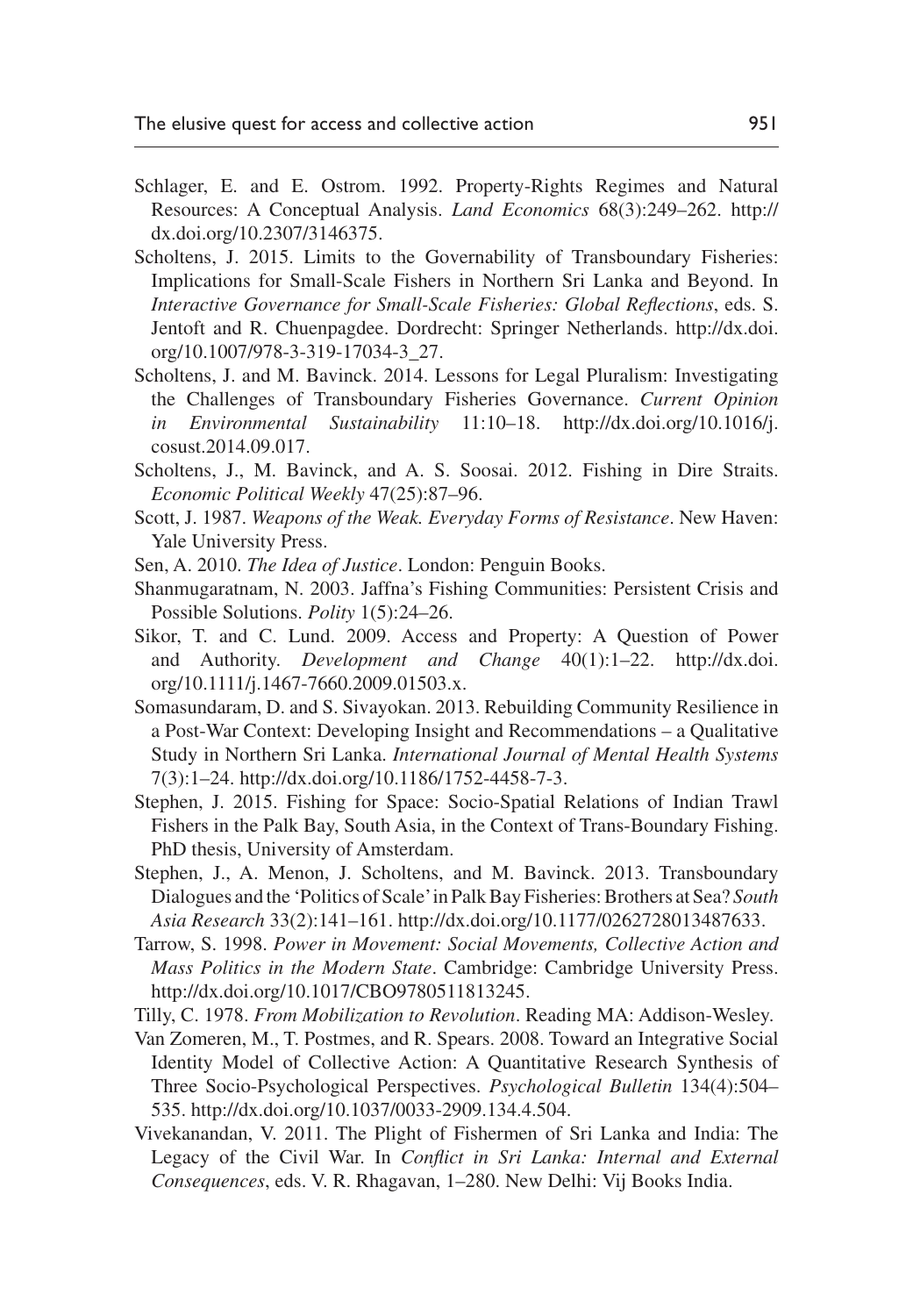Schlager, E. and E. Ostrom. 1992. Property-Rights Regimes and Natural Resources: A Conceptual Analysis. *Land Economics* 68(3):249–262. http://dx.doi.org/10.2307/3146375.

Scholtens, J. 2015. Limits to the Governability of Transboundary Fisheries: Implications for Small-Scale Fishers in Northern Sri Lanka and Beyond. In *Interactive Governance for Small-Scale Fisheries: Global Reflections*, eds. S. Jentoft and R. Chuenpagdee. Dordrecht: Springer Netherlands. http://dx.doi.org/10.1007/978-3-319-17034-3_27.

Scholtens, J. and M. Bavinck. 2014. Lessons for Legal Pluralism: Investigating the Challenges of Transboundary Fisheries Governance. *Current Opinion in Environmental Sustainability* 11:10–18. http://dx.doi.org/10.1016/j.cosust.2014.09.017.

Scholtens, J., M. Bavinck, and A. S. Soosai. 2012. Fishing in Dire Straits. *Economic Political Weekly* 47(25):87–96.

Scott, J. 1987. *Weapons of the Weak. Everyday Forms of Resistance*. New Haven: Yale University Press.

Sen, A. 2010. *The Idea of Justice*. London: Penguin Books.

Shanmugaratnam, N. 2003. Jaffna's Fishing Communities: Persistent Crisis and Possible Solutions. *Polity* 1(5):24–26.

Sikor, T. and C. Lund. 2009. Access and Property: A Question of Power and Authority. *Development and Change* 40(1):1–22. http://dx.doi.org/10.1111/j.1467-7660.2009.01503.x.

Somasundaram, D. and S. Sivayokan. 2013. Rebuilding Community Resilience in a Post-War Context: Developing Insight and Recommendations – a Qualitative Study in Northern Sri Lanka. *International Journal of Mental Health Systems* 7(3):1–24. http://dx.doi.org/10.1186/1752-4458-7-3.

Stephen, J. 2015. Fishing for Space: Socio-Spatial Relations of Indian Trawl Fishers in the Palk Bay, South Asia, in the Context of Trans-Boundary Fishing. PhD thesis, University of Amsterdam.

Stephen, J., A. Menon, J. Scholtens, and M. Bavinck. 2013. Transboundary Dialogues and the 'Politics of Scale' in Palk Bay Fisheries: Brothers at Sea? *South Asia Research* 33(2):141–161. http://dx.doi.org/10.1177/0262728013487633.

Tarrow, S. 1998. *Power in Movement: Social Movements, Collective Action and Mass Politics in the Modern State*. Cambridge: Cambridge University Press. http://dx.doi.org/10.1017/CBO9780511813245.

Tilly, C. 1978. *From Mobilization to Revolution*. Reading MA: Addison-Wesley.

Van Zomeren, M., T. Postmes, and R. Spears. 2008. Toward an Integrative Social Identity Model of Collective Action: A Quantitative Research Synthesis of Three Socio-Psychological Perspectives. *Psychological Bulletin* 134(4):504–535. http://dx.doi.org/10.1037/0033-2909.134.4.504.

Vivekanandan, V. 2011. The Plight of Fishermen of Sri Lanka and India: The Legacy of the Civil War. In *Conflict in Sri Lanka: Internal and External Consequences*, eds. V. R. Rhagavan, 1–280. New Delhi: Vij Books India.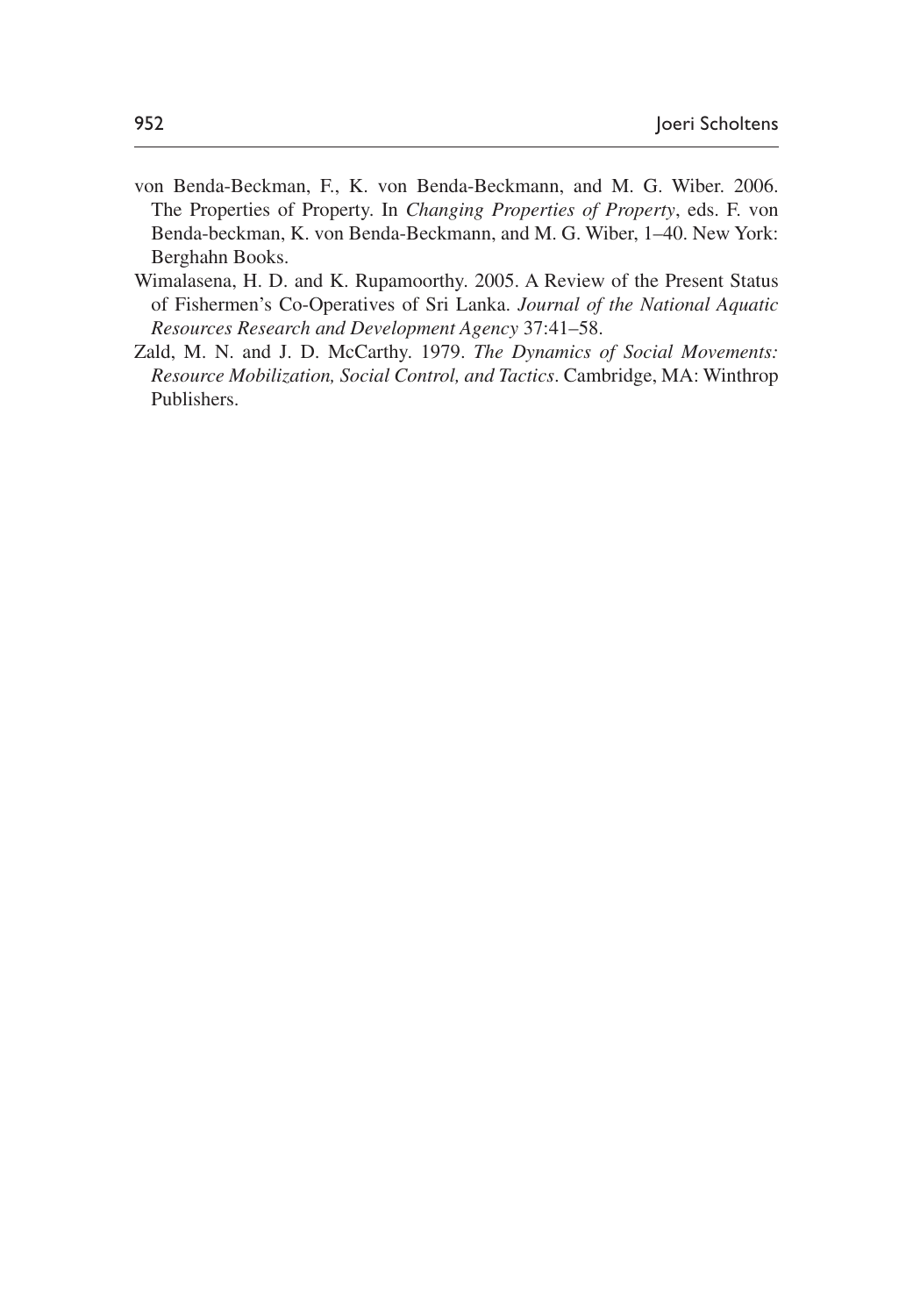von Benda-Beckman, F., K. von Benda-Beckmann, and M. G. Wiber. 2006. The Properties of Property. In *Changing Properties of Property*, eds. F. von Benda-beckman, K. von Benda-Beckmann, and M. G. Wiber, 1–40. New York: Berghahn Books.

Wimalasena, H. D. and K. Rupamoorthy. 2005. A Review of the Present Status of Fishermen's Co-Operatives of Sri Lanka. *Journal of the National Aquatic Resources Research and Development Agency* 37:41–58.

Zald, M. N. and J. D. McCarthy. 1979. *The Dynamics of Social Movements: Resource Mobilization, Social Control, and Tactics*. Cambridge, MA: Winthrop Publishers.